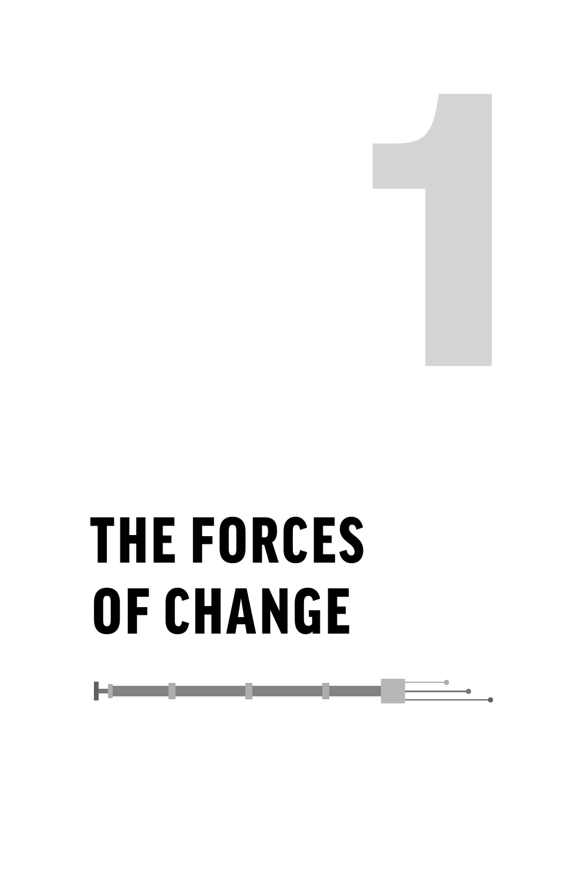# 1

# THE FORCES OF CHANGE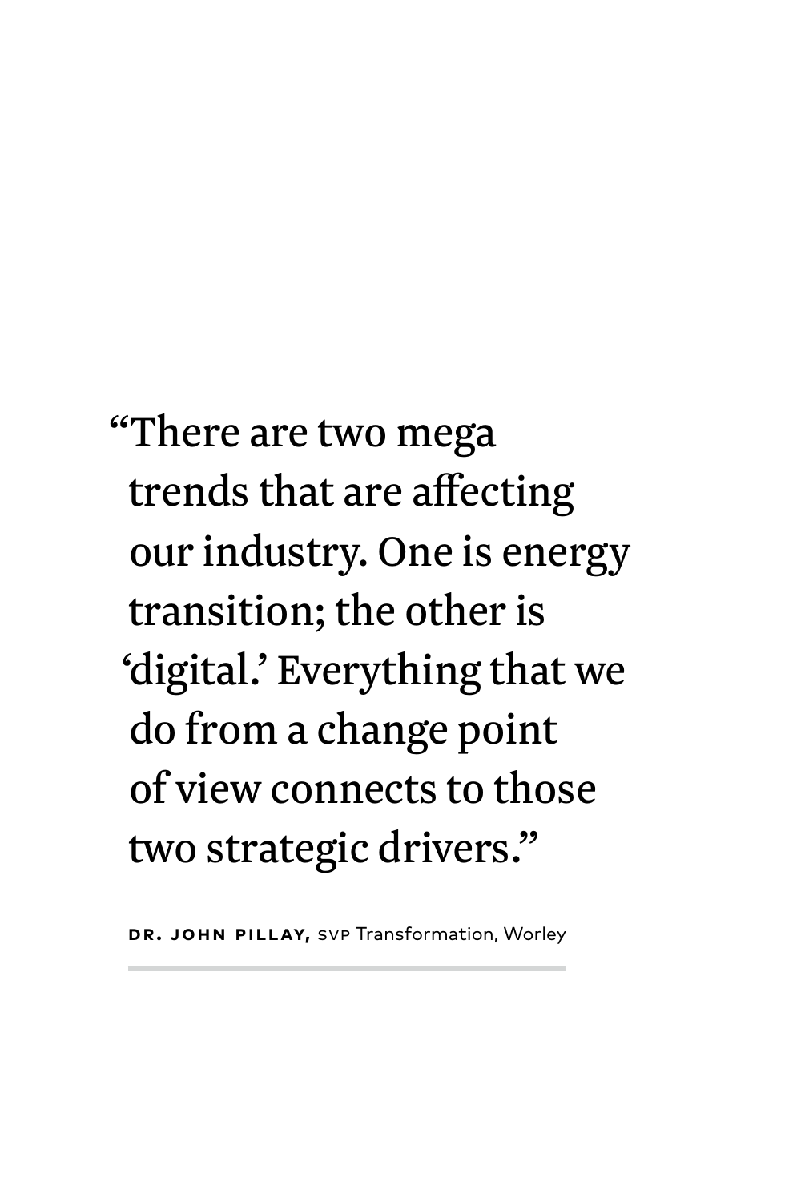> "There are two mega trends that are affecting our industry. One is energy transition; the other is 'digital.' Everything that we do from a change point of view connects to those two strategic drivers."

**DR. JOHN PILLAY,** SVP Transformation, Worley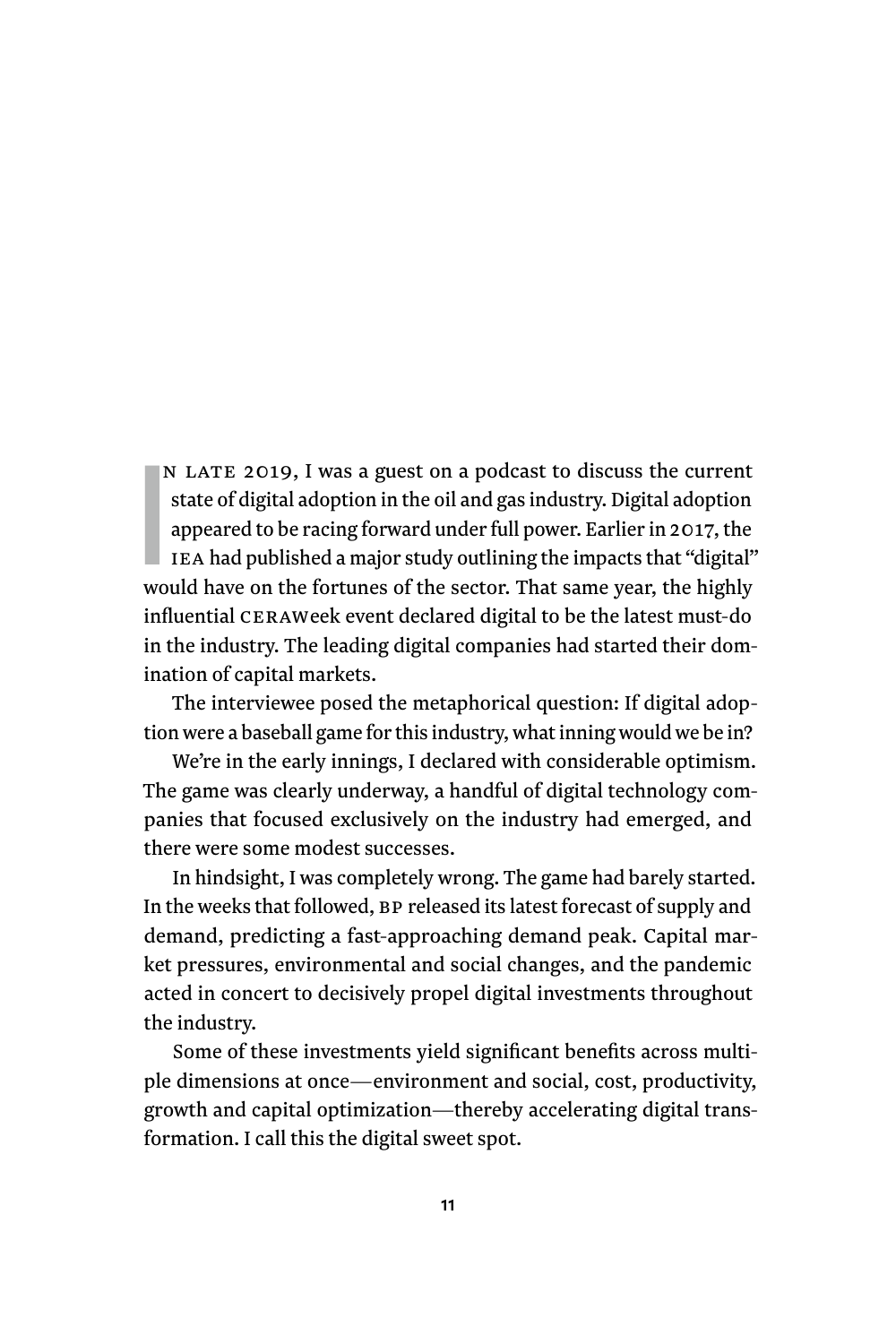In late 2019, I was a guest on a podcast to discuss the current state of digital adoption in the oil and gas industry. Digital adoption appeared to be racing forward under full power. Earlier in 2017, the IEA had published a major study outlining the impacts that "digital" would have on the fortunes of the sector. That same year, the highly influential CERAWeek event declared digital to be the latest must-do in the industry. The leading digital companies had started their domination of capital markets.

The interviewee posed the metaphorical question: If digital adoption were a baseball game for this industry, what inning would we be in?

We're in the early innings, I declared with considerable optimism. The game was clearly underway, a handful of digital technology companies that focused exclusively on the industry had emerged, and there were some modest successes.

In hindsight, I was completely wrong. The game had barely started. In the weeks that followed, BP released its latest forecast of supply and demand, predicting a fast-approaching demand peak. Capital market pressures, environmental and social changes, and the pandemic acted in concert to decisively propel digital investments throughout the industry.

Some of these investments yield significant benefits across multiple dimensions at once—environment and social, cost, productivity, growth and capital optimization—thereby accelerating digital transformation. I call this the digital sweet spot.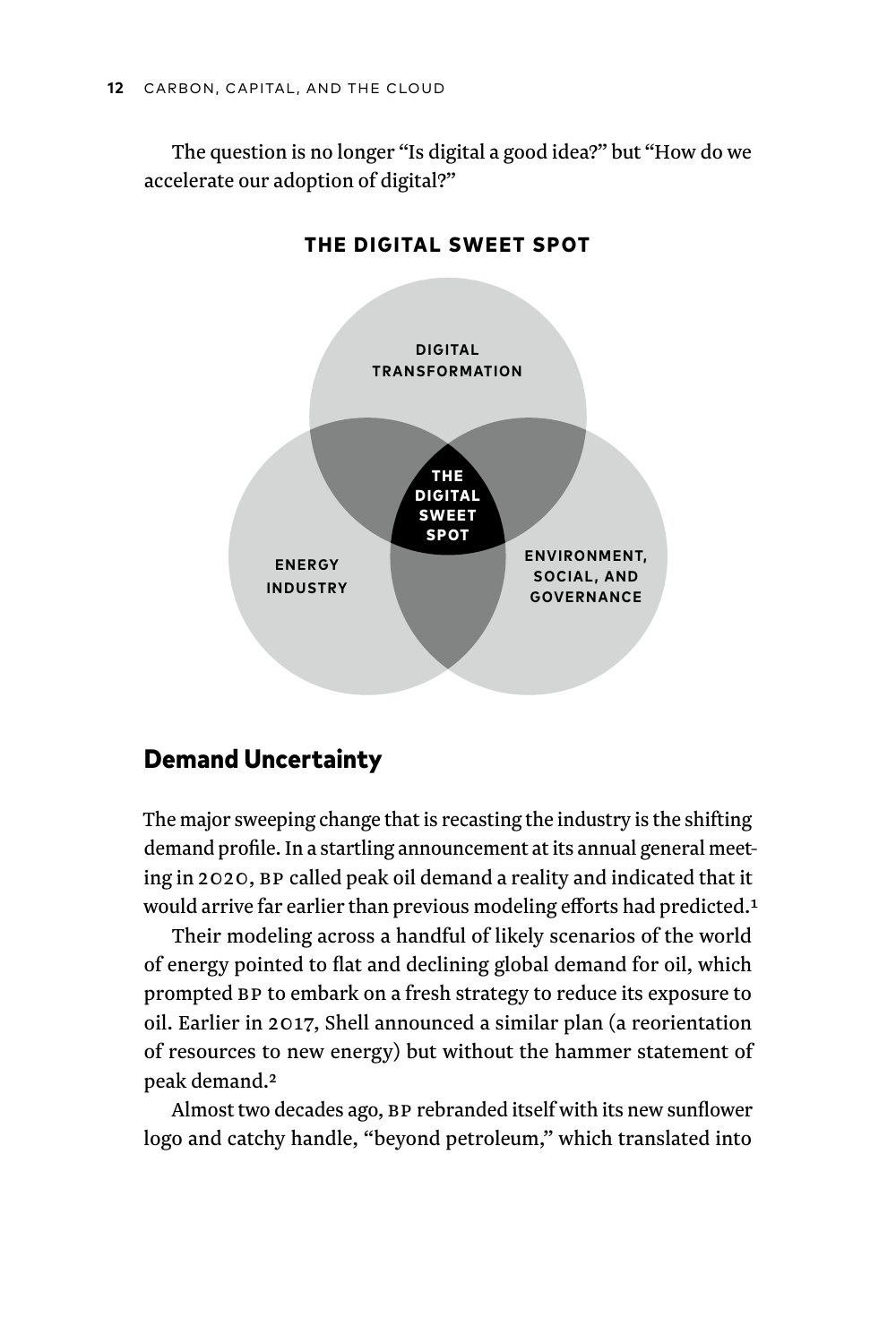The question is no longer "Is digital a good idea?" but "How do we accelerate our adoption of digital?"

**THE DIGITAL SWEET SPOT**

DIGITAL TRANSFORMATION

THE DIGITAL SWEET SPOT

ENERGY INDUSTRY

ENVIRONMENT, SOCIAL, AND GOVERNANCE

## Demand Uncertainty

The major sweeping change that is recasting the industry is the shifting demand profile. In a startling announcement at its annual general meeting in 2020, BP called peak oil demand a reality and indicated that it would arrive far earlier than previous modeling efforts had predicted.[1]

Their modeling across a handful of likely scenarios of the world of energy pointed to flat and declining global demand for oil, which prompted BP to embark on a fresh strategy to reduce its exposure to oil. Earlier in 2017, Shell announced a similar plan (a reorientation of resources to new energy) but without the hammer statement of peak demand.[2]

Almost two decades ago, BP rebranded itself with its new sunflower logo and catchy handle, "beyond petroleum," which translated into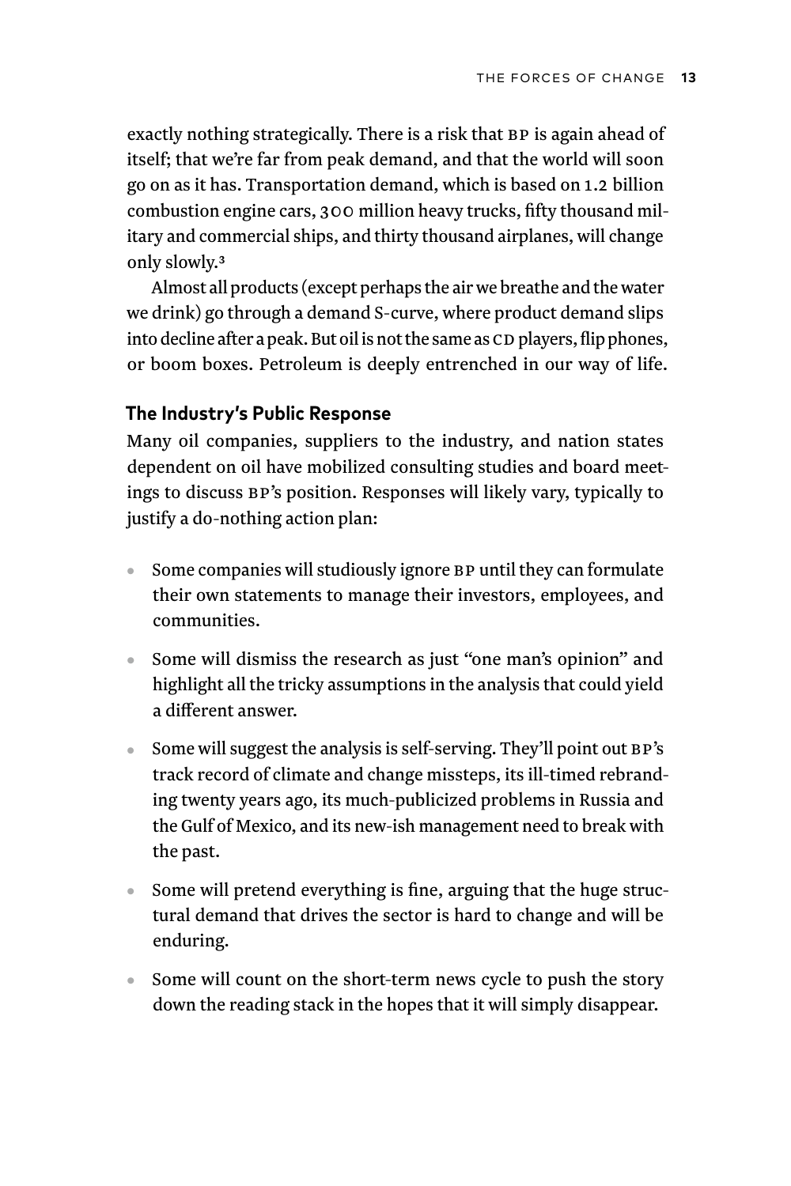exactly nothing strategically. There is a risk that BP is again ahead of itself; that we're far from peak demand, and that the world will soon go on as it has. Transportation demand, which is based on 1.2 billion combustion engine cars, 300 million heavy trucks, fifty thousand military and commercial ships, and thirty thousand airplanes, will change only slowly.[3]

Almost all products (except perhaps the air we breathe and the water we drink) go through a demand S-curve, where product demand slips into decline after a peak. But oil is not the same as CD players, flip phones, or boom boxes. Petroleum is deeply entrenched in our way of life.

### The Industry's Public Response

Many oil companies, suppliers to the industry, and nation states dependent on oil have mobilized consulting studies and board meetings to discuss BP's position. Responses will likely vary, typically to justify a do-nothing action plan:

- Some companies will studiously ignore BP until they can formulate their own statements to manage their investors, employees, and communities.
- Some will dismiss the research as just "one man's opinion" and highlight all the tricky assumptions in the analysis that could yield a different answer.
- Some will suggest the analysis is self-serving. They'll point out BP's track record of climate and change missteps, its ill-timed rebranding twenty years ago, its much-publicized problems in Russia and the Gulf of Mexico, and its new-ish management need to break with the past.
- Some will pretend everything is fine, arguing that the huge structural demand that drives the sector is hard to change and will be enduring.
- Some will count on the short-term news cycle to push the story down the reading stack in the hopes that it will simply disappear.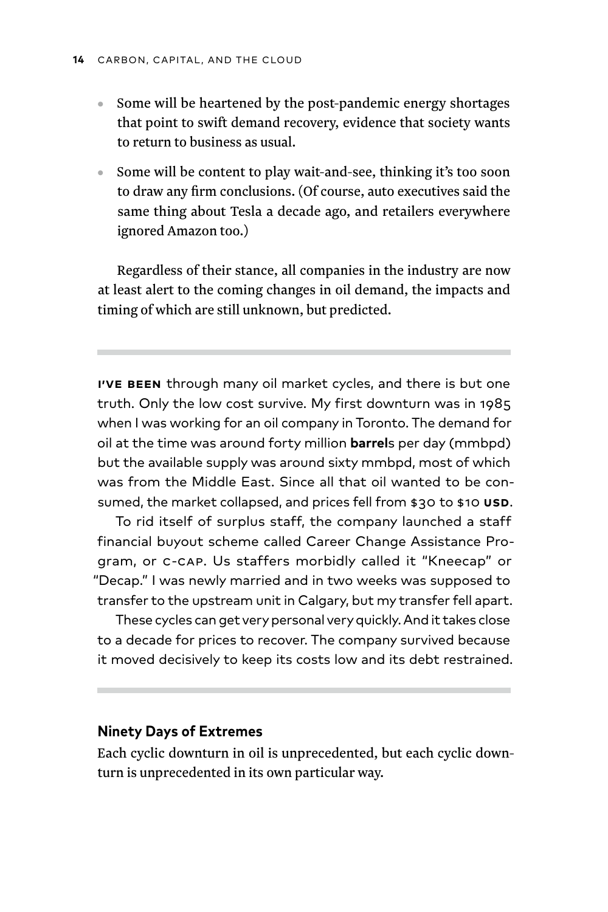- Some will be heartened by the post-pandemic energy shortages that point to swift demand recovery, evidence that society wants to return to business as usual.
- Some will be content to play wait-and-see, thinking it's too soon to draw any firm conclusions. (Of course, auto executives said the same thing about Tesla a decade ago, and retailers everywhere ignored Amazon too.)

Regardless of their stance, all companies in the industry are now at least alert to the coming changes in oil demand, the impacts and timing of which are still unknown, but predicted.

---

**I'VE BEEN** through many oil market cycles, and there is but one truth. Only the low cost survive. My first downturn was in 1985 when I was working for an oil company in Toronto. The demand for oil at the time was around forty million **barrel**s per day (mmbpd) but the available supply was around sixty mmbpd, most of which was from the Middle East. Since all that oil wanted to be consumed, the market collapsed, and prices fell from $30 to $10 **USD**.

To rid itself of surplus staff, the company launched a staff financial buyout scheme called Career Change Assistance Program, or C-CAP. Us staffers morbidly called it "Kneecap" or "Decap." I was newly married and in two weeks was supposed to transfer to the upstream unit in Calgary, but my transfer fell apart.

These cycles can get very personal very quickly. And it takes close to a decade for prices to recover. The company survived because it moved decisively to keep its costs low and its debt restrained.

---

### Ninety Days of Extremes

Each cyclic downturn in oil is unprecedented, but each cyclic downturn is unprecedented in its own particular way.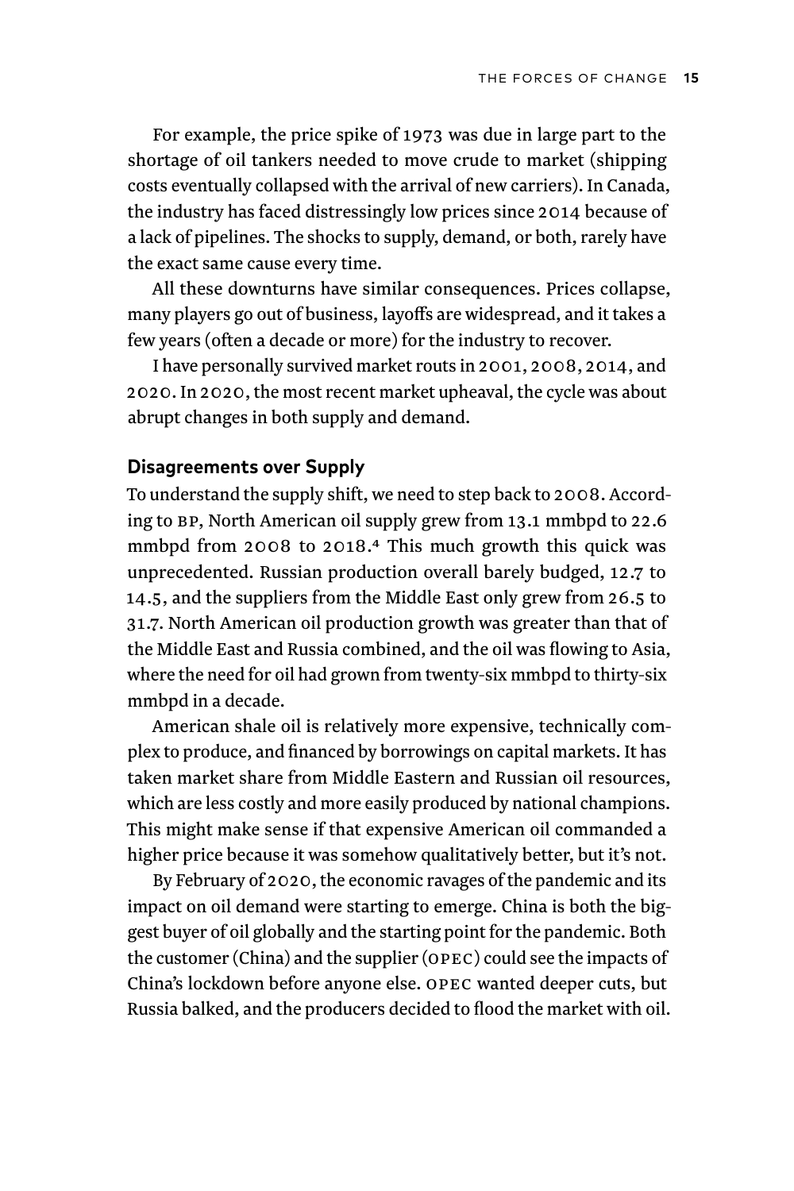For example, the price spike of 1973 was due in large part to the shortage of oil tankers needed to move crude to market (shipping costs eventually collapsed with the arrival of new carriers). In Canada, the industry has faced distressingly low prices since 2014 because of a lack of pipelines. The shocks to supply, demand, or both, rarely have the exact same cause every time.

All these downturns have similar consequences. Prices collapse, many players go out of business, layoffs are widespread, and it takes a few years (often a decade or more) for the industry to recover.

I have personally survived market routs in 2001, 2008, 2014, and 2020. In 2020, the most recent market upheaval, the cycle was about abrupt changes in both supply and demand.

### Disagreements over Supply

To understand the supply shift, we need to step back to 2008. According to BP, North American oil supply grew from 13.1 mmbpd to 22.6 mmbpd from 2008 to 2018.[4] This much growth this quick was unprecedented. Russian production overall barely budged, 12.7 to 14.5, and the suppliers from the Middle East only grew from 26.5 to 31.7. North American oil production growth was greater than that of the Middle East and Russia combined, and the oil was flowing to Asia, where the need for oil had grown from twenty-six mmbpd to thirty-six mmbpd in a decade.

American shale oil is relatively more expensive, technically complex to produce, and financed by borrowings on capital markets. It has taken market share from Middle Eastern and Russian oil resources, which are less costly and more easily produced by national champions. This might make sense if that expensive American oil commanded a higher price because it was somehow qualitatively better, but it's not.

By February of 2020, the economic ravages of the pandemic and its impact on oil demand were starting to emerge. China is both the biggest buyer of oil globally and the starting point for the pandemic. Both the customer (China) and the supplier (OPEC) could see the impacts of China's lockdown before anyone else. OPEC wanted deeper cuts, but Russia balked, and the producers decided to flood the market with oil.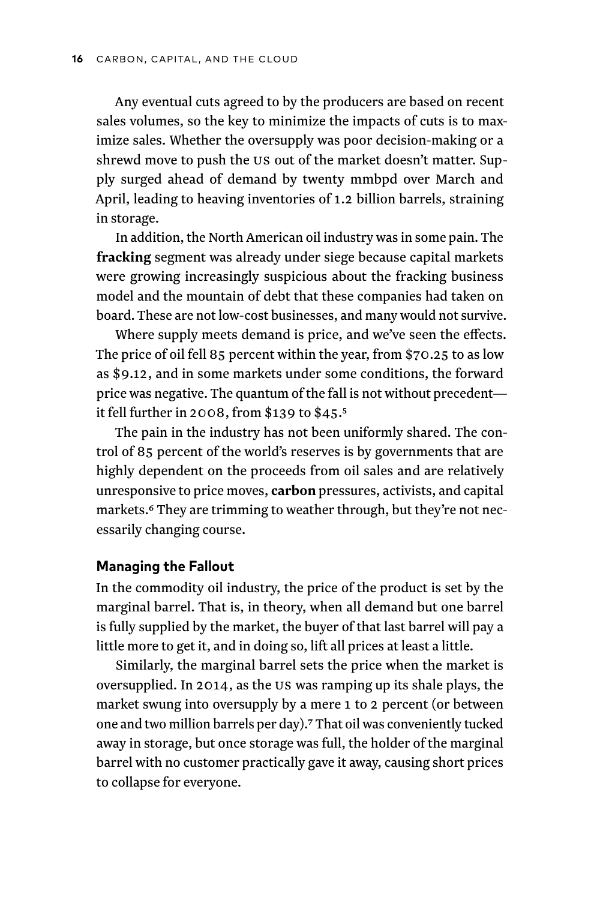Any eventual cuts agreed to by the producers are based on recent sales volumes, so the key to minimize the impacts of cuts is to maximize sales. Whether the oversupply was poor decision-making or a shrewd move to push the US out of the market doesn't matter. Supply surged ahead of demand by twenty mmbpd over March and April, leading to heaving inventories of 1.2 billion barrels, straining in storage.

In addition, the North American oil industry was in some pain. The **fracking** segment was already under siege because capital markets were growing increasingly suspicious about the fracking business model and the mountain of debt that these companies had taken on board. These are not low-cost businesses, and many would not survive.

Where supply meets demand is price, and we've seen the effects. The price of oil fell 85 percent within the year, from $70.25 to as low as $9.12, and in some markets under some conditions, the forward price was negative. The quantum of the fall is not without precedent—it fell further in 2008, from $139 to $45.[5]

The pain in the industry has not been uniformly shared. The control of 85 percent of the world's reserves is by governments that are highly dependent on the proceeds from oil sales and are relatively unresponsive to price moves, **carbon** pressures, activists, and capital markets.[6] They are trimming to weather through, but they're not necessarily changing course.

### Managing the Fallout

In the commodity oil industry, the price of the product is set by the marginal barrel. That is, in theory, when all demand but one barrel is fully supplied by the market, the buyer of that last barrel will pay a little more to get it, and in doing so, lift all prices at least a little.

Similarly, the marginal barrel sets the price when the market is oversupplied. In 2014, as the US was ramping up its shale plays, the market swung into oversupply by a mere 1 to 2 percent (or between one and two million barrels per day).[7] That oil was conveniently tucked away in storage, but once storage was full, the holder of the marginal barrel with no customer practically gave it away, causing short prices to collapse for everyone.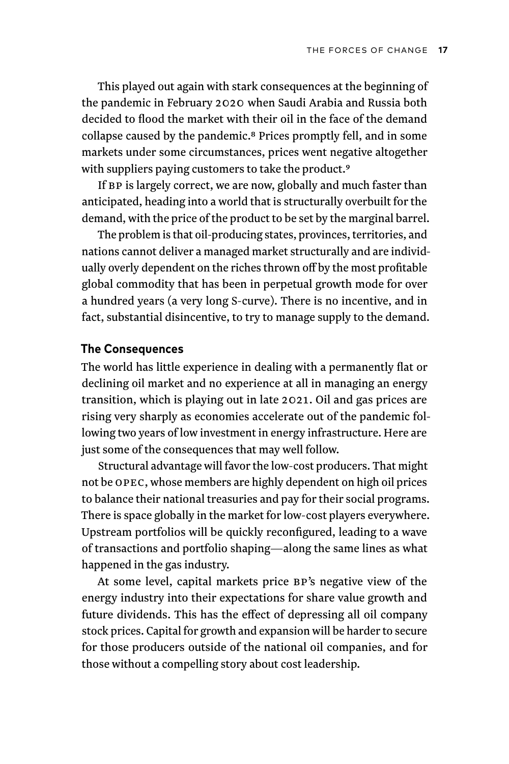This played out again with stark consequences at the beginning of the pandemic in February 2020 when Saudi Arabia and Russia both decided to flood the market with their oil in the face of the demand collapse caused by the pandemic.[8] Prices promptly fell, and in some markets under some circumstances, prices went negative altogether with suppliers paying customers to take the product.[9]

If BP is largely correct, we are now, globally and much faster than anticipated, heading into a world that is structurally overbuilt for the demand, with the price of the product to be set by the marginal barrel.

The problem is that oil-producing states, provinces, territories, and nations cannot deliver a managed market structurally and are individually overly dependent on the riches thrown off by the most profitable global commodity that has been in perpetual growth mode for over a hundred years (a very long S-curve). There is no incentive, and in fact, substantial disincentive, to try to manage supply to the demand.

### The Consequences

The world has little experience in dealing with a permanently flat or declining oil market and no experience at all in managing an energy transition, which is playing out in late 2021. Oil and gas prices are rising very sharply as economies accelerate out of the pandemic following two years of low investment in energy infrastructure. Here are just some of the consequences that may well follow.

Structural advantage will favor the low-cost producers. That might not be OPEC, whose members are highly dependent on high oil prices to balance their national treasuries and pay for their social programs. There is space globally in the market for low-cost players everywhere. Upstream portfolios will be quickly reconfigured, leading to a wave of transactions and portfolio shaping—along the same lines as what happened in the gas industry.

At some level, capital markets price BP's negative view of the energy industry into their expectations for share value growth and future dividends. This has the effect of depressing all oil company stock prices. Capital for growth and expansion will be harder to secure for those producers outside of the national oil companies, and for those without a compelling story about cost leadership.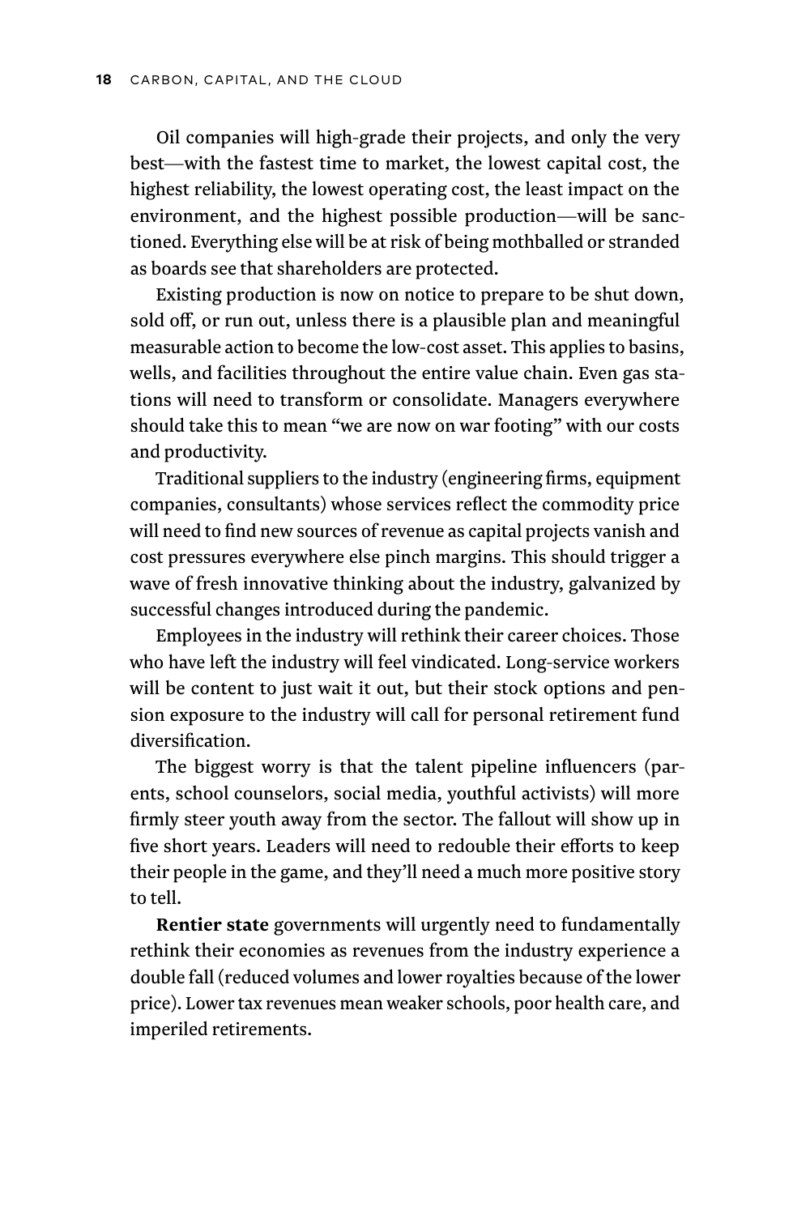Oil companies will high-grade their projects, and only the very best—with the fastest time to market, the lowest capital cost, the highest reliability, the lowest operating cost, the least impact on the environment, and the highest possible production—will be sanctioned. Everything else will be at risk of being mothballed or stranded as boards see that shareholders are protected.

Existing production is now on notice to prepare to be shut down, sold off, or run out, unless there is a plausible plan and meaningful measurable action to become the low-cost asset. This applies to basins, wells, and facilities throughout the entire value chain. Even gas stations will need to transform or consolidate. Managers everywhere should take this to mean "we are now on war footing" with our costs and productivity.

Traditional suppliers to the industry (engineering firms, equipment companies, consultants) whose services reflect the commodity price will need to find new sources of revenue as capital projects vanish and cost pressures everywhere else pinch margins. This should trigger a wave of fresh innovative thinking about the industry, galvanized by successful changes introduced during the pandemic.

Employees in the industry will rethink their career choices. Those who have left the industry will feel vindicated. Long-service workers will be content to just wait it out, but their stock options and pension exposure to the industry will call for personal retirement fund diversification.

The biggest worry is that the talent pipeline influencers (parents, school counselors, social media, youthful activists) will more firmly steer youth away from the sector. The fallout will show up in five short years. Leaders will need to redouble their efforts to keep their people in the game, and they'll need a much more positive story to tell.

**Rentier state** governments will urgently need to fundamentally rethink their economies as revenues from the industry experience a double fall (reduced volumes and lower royalties because of the lower price). Lower tax revenues mean weaker schools, poor health care, and imperiled retirements.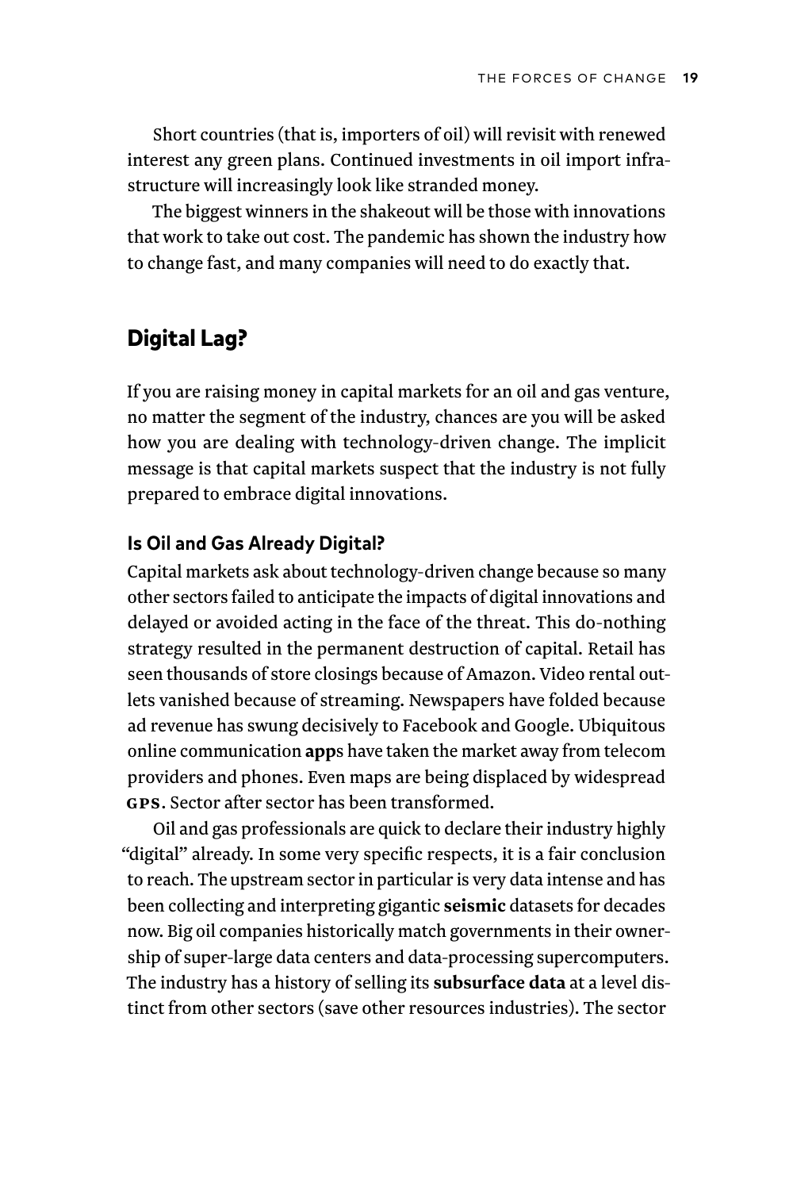Short countries (that is, importers of oil) will revisit with renewed interest any green plans. Continued investments in oil import infrastructure will increasingly look like stranded money.

The biggest winners in the shakeout will be those with innovations that work to take out cost. The pandemic has shown the industry how to change fast, and many companies will need to do exactly that.

## Digital Lag?

If you are raising money in capital markets for an oil and gas venture, no matter the segment of the industry, chances are you will be asked how you are dealing with technology-driven change. The implicit message is that capital markets suspect that the industry is not fully prepared to embrace digital innovations.

### Is Oil and Gas Already Digital?

Capital markets ask about technology-driven change because so many other sectors failed to anticipate the impacts of digital innovations and delayed or avoided acting in the face of the threat. This do-nothing strategy resulted in the permanent destruction of capital. Retail has seen thousands of store closings because of Amazon. Video rental outlets vanished because of streaming. Newspapers have folded because ad revenue has swung decisively to Facebook and Google. Ubiquitous online communication **app**s have taken the market away from telecom providers and phones. Even maps are being displaced by widespread **GPS**. Sector after sector has been transformed.

Oil and gas professionals are quick to declare their industry highly "digital" already. In some very specific respects, it is a fair conclusion to reach. The upstream sector in particular is very data intense and has been collecting and interpreting gigantic **seismic** datasets for decades now. Big oil companies historically match governments in their ownership of super-large data centers and data-processing supercomputers. The industry has a history of selling its **subsurface data** at a level distinct from other sectors (save other resources industries). The sector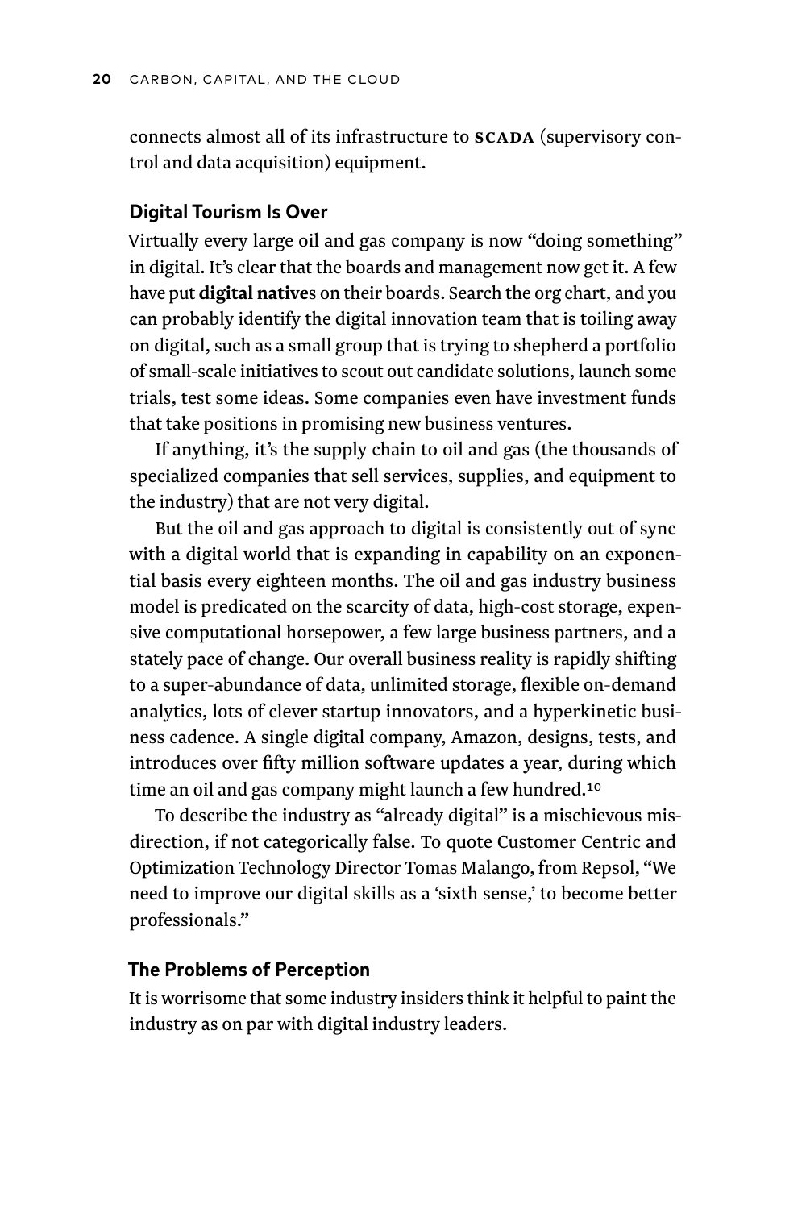connects almost all of its infrastructure to **SCADA** (supervisory control and data acquisition) equipment.

### Digital Tourism Is Over

Virtually every large oil and gas company is now "doing something" in digital. It's clear that the boards and management now get it. A few have put **digital native**s on their boards. Search the org chart, and you can probably identify the digital innovation team that is toiling away on digital, such as a small group that is trying to shepherd a portfolio of small-scale initiatives to scout out candidate solutions, launch some trials, test some ideas. Some companies even have investment funds that take positions in promising new business ventures.

If anything, it's the supply chain to oil and gas (the thousands of specialized companies that sell services, supplies, and equipment to the industry) that are not very digital.

But the oil and gas approach to digital is consistently out of sync with a digital world that is expanding in capability on an exponential basis every eighteen months. The oil and gas industry business model is predicated on the scarcity of data, high-cost storage, expensive computational horsepower, a few large business partners, and a stately pace of change. Our overall business reality is rapidly shifting to a super-abundance of data, unlimited storage, flexible on-demand analytics, lots of clever startup innovators, and a hyperkinetic business cadence. A single digital company, Amazon, designs, tests, and introduces over fifty million software updates a year, during which time an oil and gas company might launch a few hundred.[10]

To describe the industry as "already digital" is a mischievous misdirection, if not categorically false. To quote Customer Centric and Optimization Technology Director Tomas Malango, from Repsol, "We need to improve our digital skills as a 'sixth sense,' to become better professionals."

### The Problems of Perception

It is worrisome that some industry insiders think it helpful to paint the industry as on par with digital industry leaders.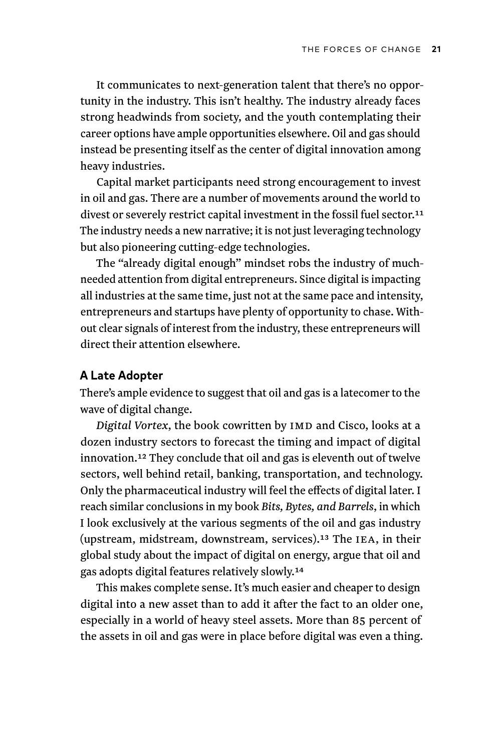It communicates to next-generation talent that there's no opportunity in the industry. This isn't healthy. The industry already faces strong headwinds from society, and the youth contemplating their career options have ample opportunities elsewhere. Oil and gas should instead be presenting itself as the center of digital innovation among heavy industries.

Capital market participants need strong encouragement to invest in oil and gas. There are a number of movements around the world to divest or severely restrict capital investment in the fossil fuel sector.[11] The industry needs a new narrative; it is not just leveraging technology but also pioneering cutting-edge technologies.

The "already digital enough" mindset robs the industry of much-needed attention from digital entrepreneurs. Since digital is impacting all industries at the same time, just not at the same pace and intensity, entrepreneurs and startups have plenty of opportunity to chase. Without clear signals of interest from the industry, these entrepreneurs will direct their attention elsewhere.

### A Late Adopter

There's ample evidence to suggest that oil and gas is a latecomer to the wave of digital change.

*Digital Vortex*, the book cowritten by IMD and Cisco, looks at a dozen industry sectors to forecast the timing and impact of digital innovation.[12] They conclude that oil and gas is eleventh out of twelve sectors, well behind retail, banking, transportation, and technology. Only the pharmaceutical industry will feel the effects of digital later. I reach similar conclusions in my book *Bits, Bytes, and Barrels*, in which I look exclusively at the various segments of the oil and gas industry (upstream, midstream, downstream, services).[13] The IEA, in their global study about the impact of digital on energy, argue that oil and gas adopts digital features relatively slowly.[14]

This makes complete sense. It's much easier and cheaper to design digital into a new asset than to add it after the fact to an older one, especially in a world of heavy steel assets. More than 85 percent of the assets in oil and gas were in place before digital was even a thing.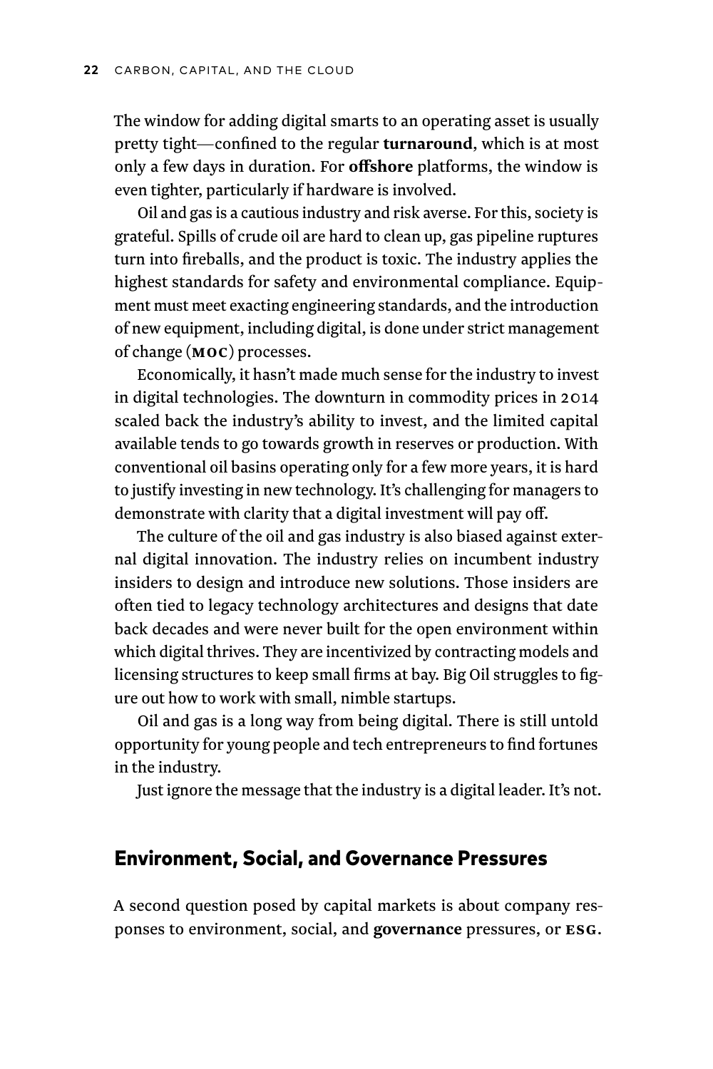The window for adding digital smarts to an operating asset is usually pretty tight—confined to the regular **turnaround**, which is at most only a few days in duration. For **offshore** platforms, the window is even tighter, particularly if hardware is involved.

Oil and gas is a cautious industry and risk averse. For this, society is grateful. Spills of crude oil are hard to clean up, gas pipeline ruptures turn into fireballs, and the product is toxic. The industry applies the highest standards for safety and environmental compliance. Equipment must meet exacting engineering standards, and the introduction of new equipment, including digital, is done under strict management of change (**MOC**) processes.

Economically, it hasn't made much sense for the industry to invest in digital technologies. The downturn in commodity prices in 2014 scaled back the industry's ability to invest, and the limited capital available tends to go towards growth in reserves or production. With conventional oil basins operating only for a few more years, it is hard to justify investing in new technology. It's challenging for managers to demonstrate with clarity that a digital investment will pay off.

The culture of the oil and gas industry is also biased against external digital innovation. The industry relies on incumbent industry insiders to design and introduce new solutions. Those insiders are often tied to legacy technology architectures and designs that date back decades and were never built for the open environment within which digital thrives. They are incentivized by contracting models and licensing structures to keep small firms at bay. Big Oil struggles to figure out how to work with small, nimble startups.

Oil and gas is a long way from being digital. There is still untold opportunity for young people and tech entrepreneurs to find fortunes in the industry.

Just ignore the message that the industry is a digital leader. It's not.

## Environment, Social, and Governance Pressures

A second question posed by capital markets is about company responses to environment, social, and **governance** pressures, or **ESG**.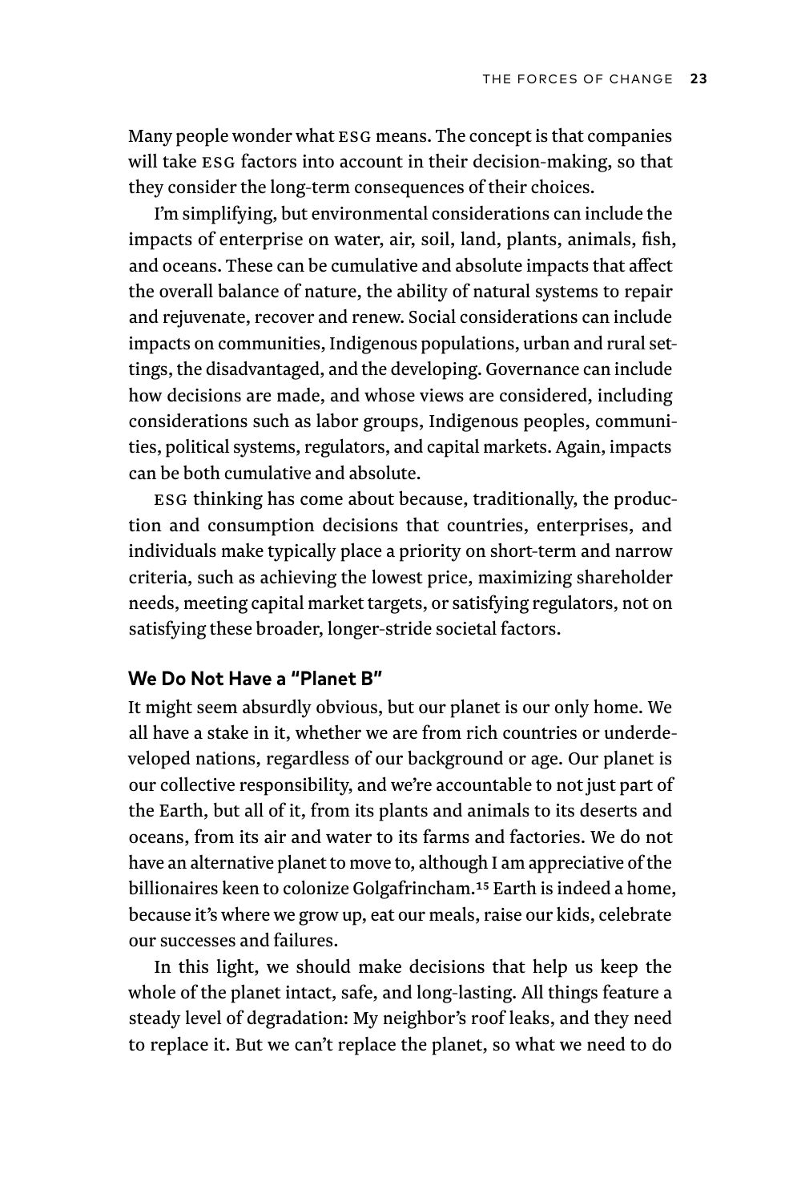Many people wonder what ESG means. The concept is that companies will take ESG factors into account in their decision-making, so that they consider the long-term consequences of their choices.

I'm simplifying, but environmental considerations can include the impacts of enterprise on water, air, soil, land, plants, animals, fish, and oceans. These can be cumulative and absolute impacts that affect the overall balance of nature, the ability of natural systems to repair and rejuvenate, recover and renew. Social considerations can include impacts on communities, Indigenous populations, urban and rural settings, the disadvantaged, and the developing. Governance can include how decisions are made, and whose views are considered, including considerations such as labor groups, Indigenous peoples, communities, political systems, regulators, and capital markets. Again, impacts can be both cumulative and absolute.

ESG thinking has come about because, traditionally, the production and consumption decisions that countries, enterprises, and individuals make typically place a priority on short-term and narrow criteria, such as achieving the lowest price, maximizing shareholder needs, meeting capital market targets, or satisfying regulators, not on satisfying these broader, longer-stride societal factors.

### We Do Not Have a "Planet B"

It might seem absurdly obvious, but our planet is our only home. We all have a stake in it, whether we are from rich countries or underdeveloped nations, regardless of our background or age. Our planet is our collective responsibility, and we're accountable to not just part of the Earth, but all of it, from its plants and animals to its deserts and oceans, from its air and water to its farms and factories. We do not have an alternative planet to move to, although I am appreciative of the billionaires keen to colonize Golgafrincham.[15] Earth is indeed a home, because it's where we grow up, eat our meals, raise our kids, celebrate our successes and failures.

In this light, we should make decisions that help us keep the whole of the planet intact, safe, and long-lasting. All things feature a steady level of degradation: My neighbor's roof leaks, and they need to replace it. But we can't replace the planet, so what we need to do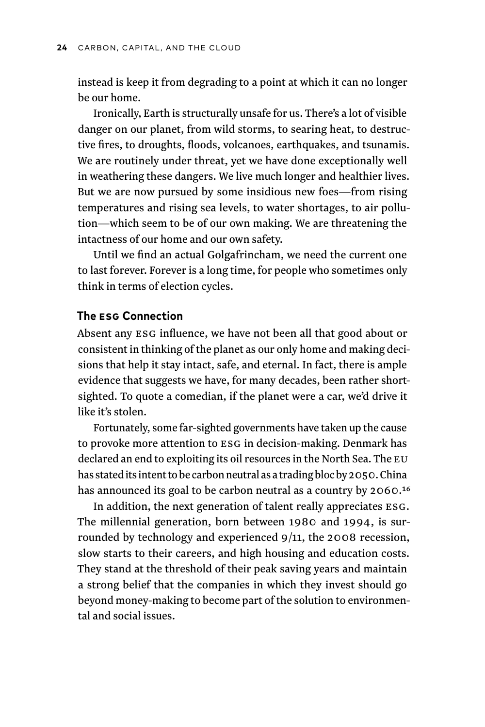instead is keep it from degrading to a point at which it can no longer be our home.

Ironically, Earth is structurally unsafe for us. There's a lot of visible danger on our planet, from wild storms, to searing heat, to destructive fires, to droughts, floods, volcanoes, earthquakes, and tsunamis. We are routinely under threat, yet we have done exceptionally well in weathering these dangers. We live much longer and healthier lives. But we are now pursued by some insidious new foes—from rising temperatures and rising sea levels, to water shortages, to air pollution—which seem to be of our own making. We are threatening the intactness of our home and our own safety.

Until we find an actual Golgafrincham, we need the current one to last forever. Forever is a long time, for people who sometimes only think in terms of election cycles.

### The ESG Connection

Absent any ESG influence, we have not been all that good about or consistent in thinking of the planet as our only home and making decisions that help it stay intact, safe, and eternal. In fact, there is ample evidence that suggests we have, for many decades, been rather shortsighted. To quote a comedian, if the planet were a car, we'd drive it like it's stolen.

Fortunately, some far-sighted governments have taken up the cause to provoke more attention to ESG in decision-making. Denmark has declared an end to exploiting its oil resources in the North Sea. The EU has stated its intent to be carbon neutral as a trading bloc by 2050. China has announced its goal to be carbon neutral as a country by 2060.[16]

In addition, the next generation of talent really appreciates ESG. The millennial generation, born between 1980 and 1994, is surrounded by technology and experienced 9/11, the 2008 recession, slow starts to their careers, and high housing and education costs. They stand at the threshold of their peak saving years and maintain a strong belief that the companies in which they invest should go beyond money-making to become part of the solution to environmental and social issues.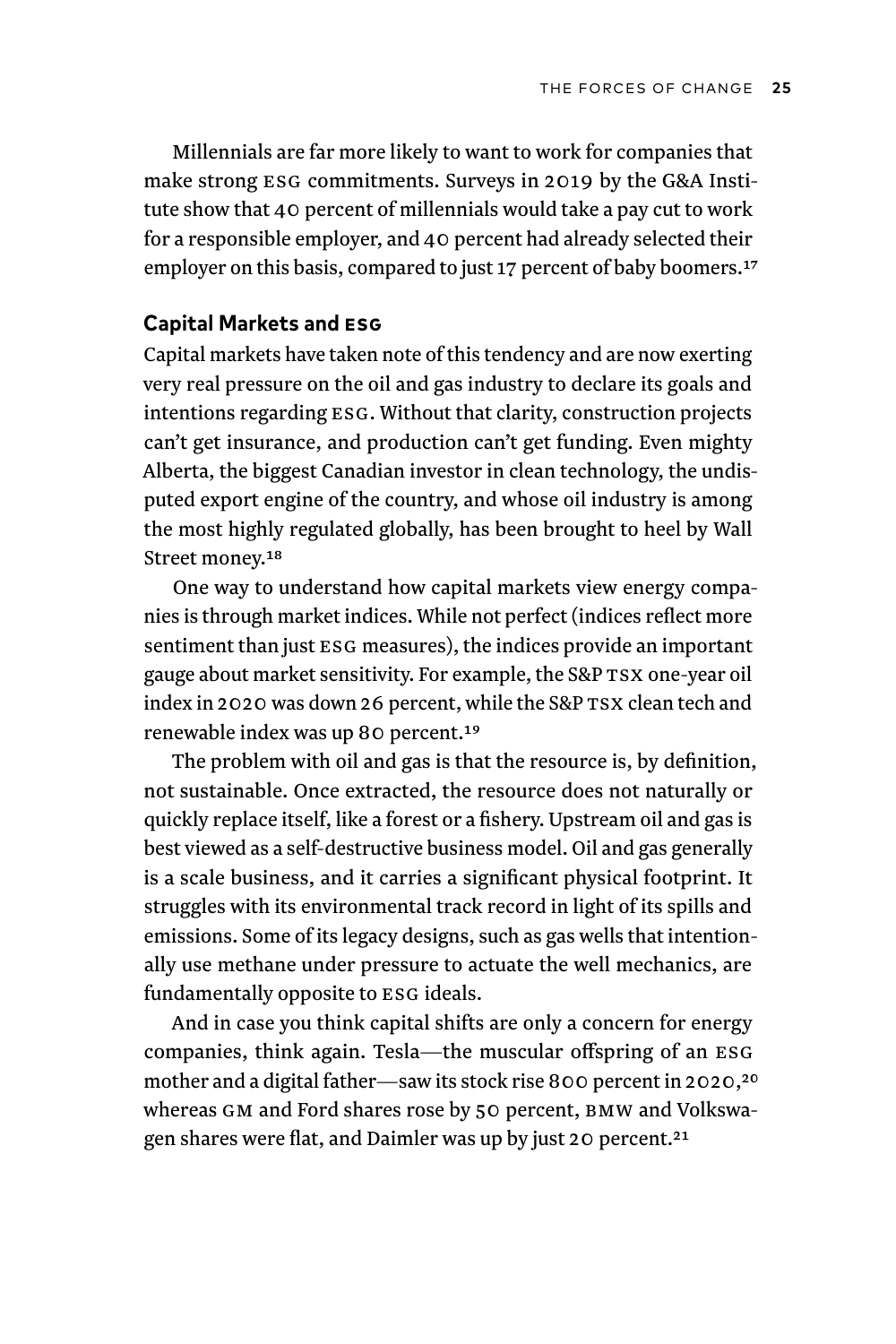Millennials are far more likely to want to work for companies that make strong ESG commitments. Surveys in 2019 by the G&A Institute show that 40 percent of millennials would take a pay cut to work for a responsible employer, and 40 percent had already selected their employer on this basis, compared to just 17 percent of baby boomers.[17]

### Capital Markets and ESG

Capital markets have taken note of this tendency and are now exerting very real pressure on the oil and gas industry to declare its goals and intentions regarding ESG. Without that clarity, construction projects can't get insurance, and production can't get funding. Even mighty Alberta, the biggest Canadian investor in clean technology, the undisputed export engine of the country, and whose oil industry is among the most highly regulated globally, has been brought to heel by Wall Street money.[18]

One way to understand how capital markets view energy companies is through market indices. While not perfect (indices reflect more sentiment than just ESG measures), the indices provide an important gauge about market sensitivity. For example, the S&P TSX one-year oil index in 2020 was down 26 percent, while the S&P TSX clean tech and renewable index was up 80 percent.[19]

The problem with oil and gas is that the resource is, by definition, not sustainable. Once extracted, the resource does not naturally or quickly replace itself, like a forest or a fishery. Upstream oil and gas is best viewed as a self-destructive business model. Oil and gas generally is a scale business, and it carries a significant physical footprint. It struggles with its environmental track record in light of its spills and emissions. Some of its legacy designs, such as gas wells that intentionally use methane under pressure to actuate the well mechanics, are fundamentally opposite to ESG ideals.

And in case you think capital shifts are only a concern for energy companies, think again. Tesla—the muscular offspring of an ESG mother and a digital father—saw its stock rise 800 percent in 2020,[20] whereas GM and Ford shares rose by 50 percent, BMW and Volkswagen shares were flat, and Daimler was up by just 20 percent.[21]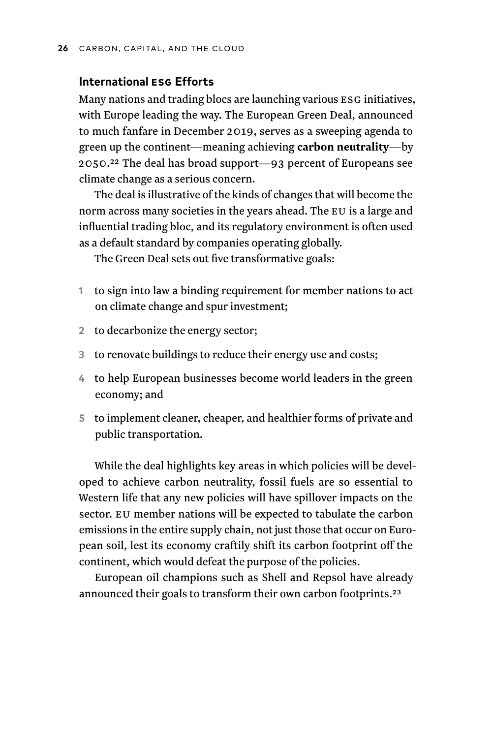## International ESG Efforts

Many nations and trading blocs are launching various ESG initiatives, with Europe leading the way. The European Green Deal, announced to much fanfare in December 2019, serves as a sweeping agenda to green up the continent—meaning achieving **carbon neutrality**—by 2050.[22] The deal has broad support—93 percent of Europeans see climate change as a serious concern.

The deal is illustrative of the kinds of changes that will become the norm across many societies in the years ahead. The EU is a large and influential trading bloc, and its regulatory environment is often used as a default standard by companies operating globally.

The Green Deal sets out five transformative goals:

1. to sign into law a binding requirement for member nations to act on climate change and spur investment;
2. to decarbonize the energy sector;
3. to renovate buildings to reduce their energy use and costs;
4. to help European businesses become world leaders in the green economy; and
5. to implement cleaner, cheaper, and healthier forms of private and public transportation.

While the deal highlights key areas in which policies will be developed to achieve carbon neutrality, fossil fuels are so essential to Western life that any new policies will have spillover impacts on the sector. EU member nations will be expected to tabulate the carbon emissions in the entire supply chain, not just those that occur on European soil, lest its economy craftily shift its carbon footprint off the continent, which would defeat the purpose of the policies.

European oil champions such as Shell and Repsol have already announced their goals to transform their own carbon footprints.[23]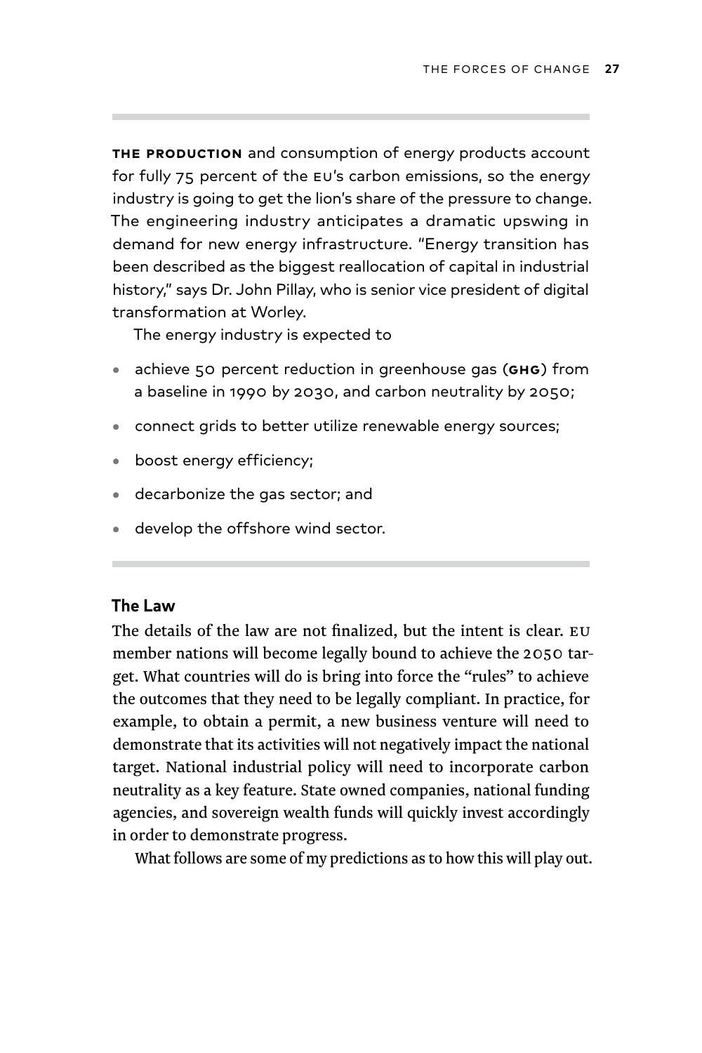**THE PRODUCTION** and consumption of energy products account for fully 75 percent of the EU's carbon emissions, so the energy industry is going to get the lion's share of the pressure to change. The engineering industry anticipates a dramatic upswing in demand for new energy infrastructure. "Energy transition has been described as the biggest reallocation of capital in industrial history," says Dr. John Pillay, who is senior vice president of digital transformation at Worley.

The energy industry is expected to

- achieve 50 percent reduction in greenhouse gas (**GHG**) from a baseline in 1990 by 2030, and carbon neutrality by 2050;
- connect grids to better utilize renewable energy sources;
- boost energy efficiency;
- decarbonize the gas sector; and
- develop the offshore wind sector.

## The Law

The details of the law are not finalized, but the intent is clear. EU member nations will become legally bound to achieve the 2050 target. What countries will do is bring into force the "rules" to achieve the outcomes that they need to be legally compliant. In practice, for example, to obtain a permit, a new business venture will need to demonstrate that its activities will not negatively impact the national target. National industrial policy will need to incorporate carbon neutrality as a key feature. State owned companies, national funding agencies, and sovereign wealth funds will quickly invest accordingly in order to demonstrate progress.

What follows are some of my predictions as to how this will play out.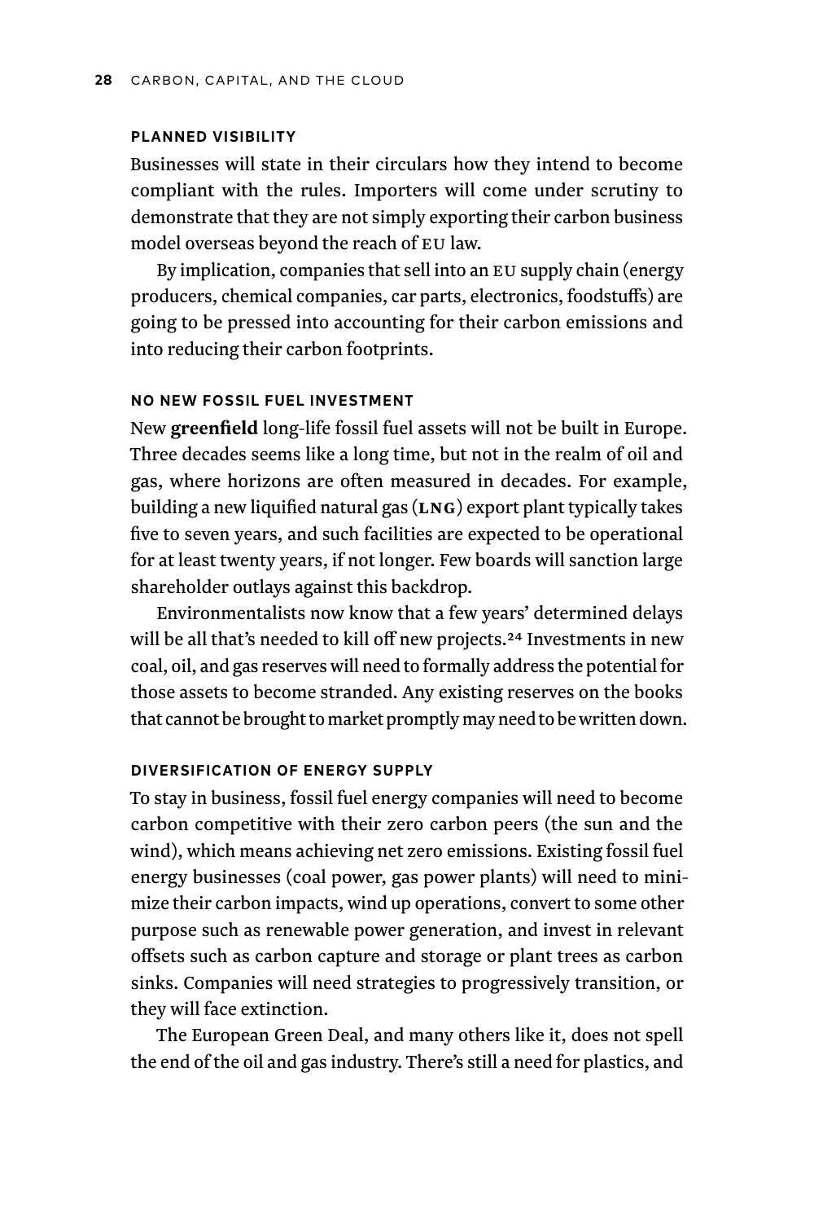### PLANNED VISIBILITY

Businesses will state in their circulars how they intend to become compliant with the rules. Importers will come under scrutiny to demonstrate that they are not simply exporting their carbon business model overseas beyond the reach of EU law.

By implication, companies that sell into an EU supply chain (energy producers, chemical companies, car parts, electronics, foodstuffs) are going to be pressed into accounting for their carbon emissions and into reducing their carbon footprints.

### NO NEW FOSSIL FUEL INVESTMENT

New **greenfield** long-life fossil fuel assets will not be built in Europe. Three decades seems like a long time, but not in the realm of oil and gas, where horizons are often measured in decades. For example, building a new liquified natural gas (**LNG**) export plant typically takes five to seven years, and such facilities are expected to be operational for at least twenty years, if not longer. Few boards will sanction large shareholder outlays against this backdrop.

Environmentalists now know that a few years' determined delays will be all that's needed to kill off new projects.[24] Investments in new coal, oil, and gas reserves will need to formally address the potential for those assets to become stranded. Any existing reserves on the books that cannot be brought to market promptly may need to be written down.

### DIVERSIFICATION OF ENERGY SUPPLY

To stay in business, fossil fuel energy companies will need to become carbon competitive with their zero carbon peers (the sun and the wind), which means achieving net zero emissions. Existing fossil fuel energy businesses (coal power, gas power plants) will need to minimize their carbon impacts, wind up operations, convert to some other purpose such as renewable power generation, and invest in relevant offsets such as carbon capture and storage or plant trees as carbon sinks. Companies will need strategies to progressively transition, or they will face extinction.

The European Green Deal, and many others like it, does not spell the end of the oil and gas industry. There's still a need for plastics, and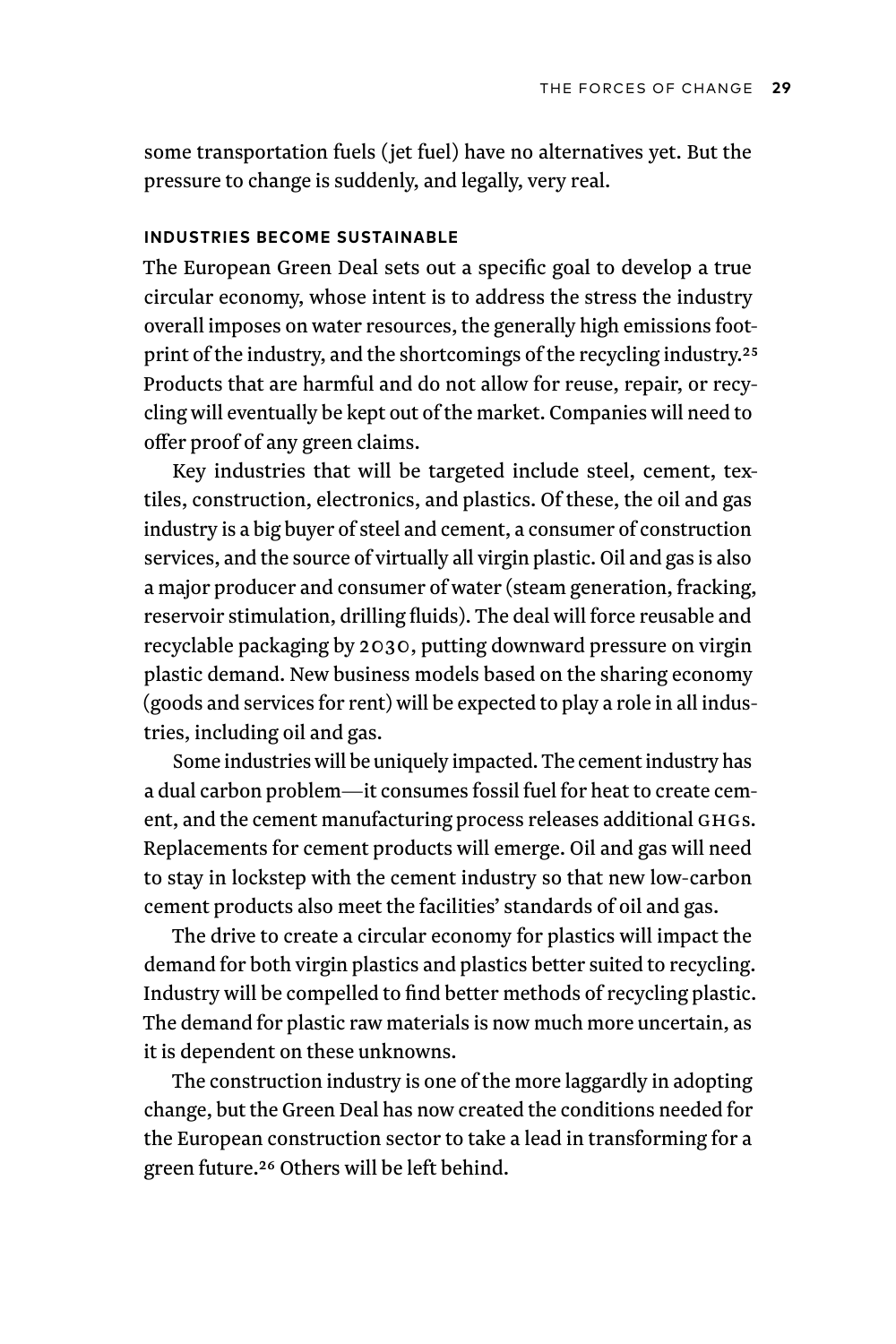some transportation fuels (jet fuel) have no alternatives yet. But the pressure to change is suddenly, and legally, very real.

#### INDUSTRIES BECOME SUSTAINABLE

The European Green Deal sets out a specific goal to develop a true circular economy, whose intent is to address the stress the industry overall imposes on water resources, the generally high emissions footprint of the industry, and the shortcomings of the recycling industry.[25] Products that are harmful and do not allow for reuse, repair, or recycling will eventually be kept out of the market. Companies will need to offer proof of any green claims.

Key industries that will be targeted include steel, cement, textiles, construction, electronics, and plastics. Of these, the oil and gas industry is a big buyer of steel and cement, a consumer of construction services, and the source of virtually all virgin plastic. Oil and gas is also a major producer and consumer of water (steam generation, fracking, reservoir stimulation, drilling fluids). The deal will force reusable and recyclable packaging by 2030, putting downward pressure on virgin plastic demand. New business models based on the sharing economy (goods and services for rent) will be expected to play a role in all industries, including oil and gas.

Some industries will be uniquely impacted. The cement industry has a dual carbon problem—it consumes fossil fuel for heat to create cement, and the cement manufacturing process releases additional GHGs. Replacements for cement products will emerge. Oil and gas will need to stay in lockstep with the cement industry so that new low-carbon cement products also meet the facilities' standards of oil and gas.

The drive to create a circular economy for plastics will impact the demand for both virgin plastics and plastics better suited to recycling. Industry will be compelled to find better methods of recycling plastic. The demand for plastic raw materials is now much more uncertain, as it is dependent on these unknowns.

The construction industry is one of the more laggardly in adopting change, but the Green Deal has now created the conditions needed for the European construction sector to take a lead in transforming for a green future.[26] Others will be left behind.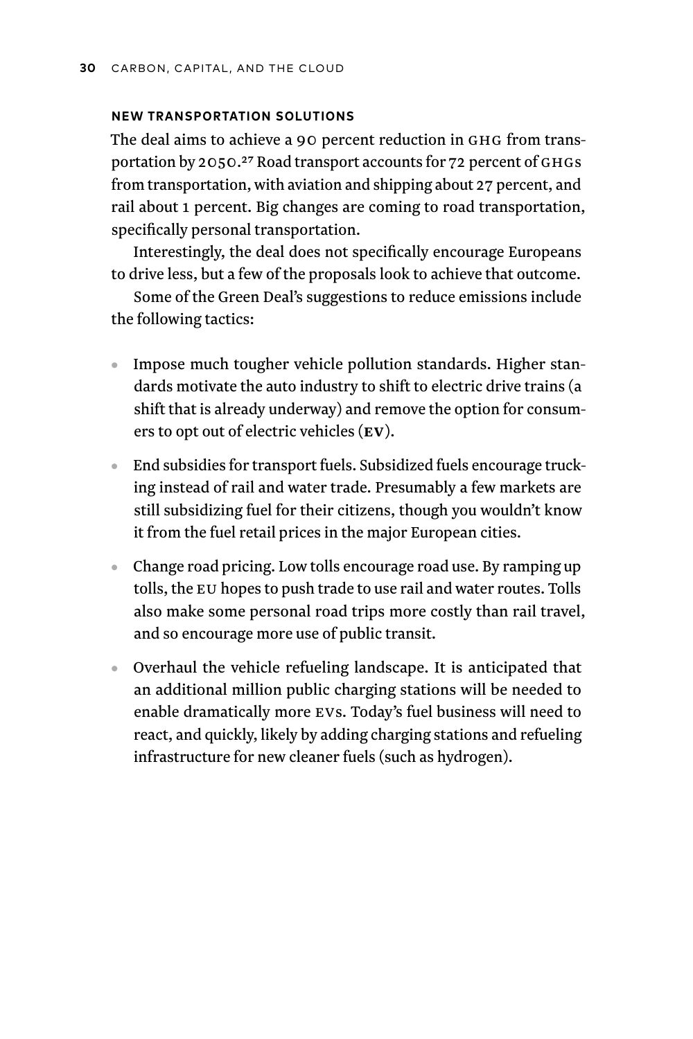### NEW TRANSPORTATION SOLUTIONS

The deal aims to achieve a 90 percent reduction in GHG from transportation by 2050.[27] Road transport accounts for 72 percent of GHGs from transportation, with aviation and shipping about 27 percent, and rail about 1 percent. Big changes are coming to road transportation, specifically personal transportation.

Interestingly, the deal does not specifically encourage Europeans to drive less, but a few of the proposals look to achieve that outcome.

Some of the Green Deal's suggestions to reduce emissions include the following tactics:

- Impose much tougher vehicle pollution standards. Higher standards motivate the auto industry to shift to electric drive trains (a shift that is already underway) and remove the option for consumers to opt out of electric vehicles (**EV**).
- End subsidies for transport fuels. Subsidized fuels encourage trucking instead of rail and water trade. Presumably a few markets are still subsidizing fuel for their citizens, though you wouldn't know it from the fuel retail prices in the major European cities.
- Change road pricing. Low tolls encourage road use. By ramping up tolls, the EU hopes to push trade to use rail and water routes. Tolls also make some personal road trips more costly than rail travel, and so encourage more use of public transit.
- Overhaul the vehicle refueling landscape. It is anticipated that an additional million public charging stations will be needed to enable dramatically more EVs. Today's fuel business will need to react, and quickly, likely by adding charging stations and refueling infrastructure for new cleaner fuels (such as hydrogen).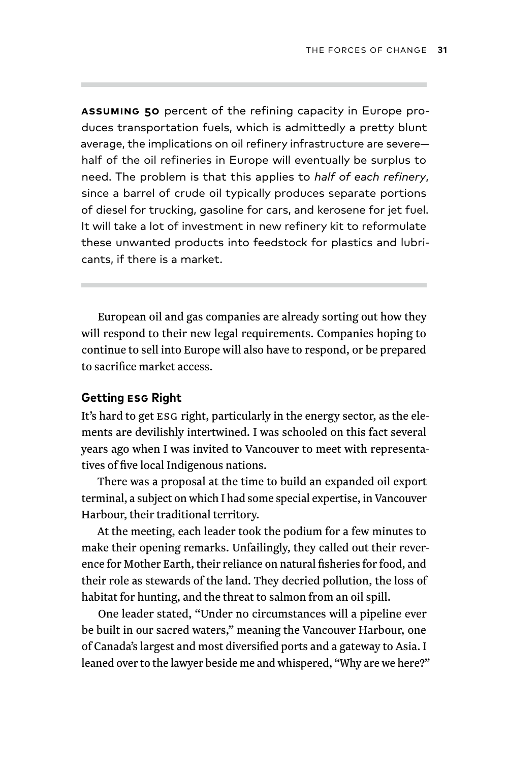**ASSUMING 50** percent of the refining capacity in Europe produces transportation fuels, which is admittedly a pretty blunt average, the implications on oil refinery infrastructure are severe—half of the oil refineries in Europe will eventually be surplus to need. The problem is that this applies to *half of each refinery*, since a barrel of crude oil typically produces separate portions of diesel for trucking, gasoline for cars, and kerosene for jet fuel. It will take a lot of investment in new refinery kit to reformulate these unwanted products into feedstock for plastics and lubricants, if there is a market.

---

European oil and gas companies are already sorting out how they will respond to their new legal requirements. Companies hoping to continue to sell into Europe will also have to respond, or be prepared to sacrifice market access.

### Getting ESG Right

It's hard to get ESG right, particularly in the energy sector, as the elements are devilishly intertwined. I was schooled on this fact several years ago when I was invited to Vancouver to meet with representatives of five local Indigenous nations.

There was a proposal at the time to build an expanded oil export terminal, a subject on which I had some special expertise, in Vancouver Harbour, their traditional territory.

At the meeting, each leader took the podium for a few minutes to make their opening remarks. Unfailingly, they called out their reverence for Mother Earth, their reliance on natural fisheries for food, and their role as stewards of the land. They decried pollution, the loss of habitat for hunting, and the threat to salmon from an oil spill.

One leader stated, "Under no circumstances will a pipeline ever be built in our sacred waters," meaning the Vancouver Harbour, one of Canada's largest and most diversified ports and a gateway to Asia. I leaned over to the lawyer beside me and whispered, "Why are we here?"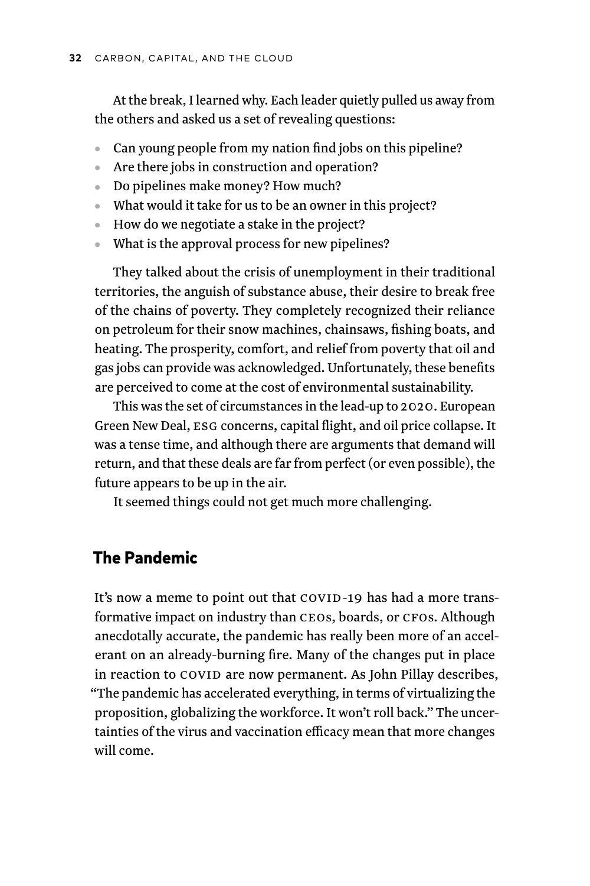At the break, I learned why. Each leader quietly pulled us away from the others and asked us a set of revealing questions:

- Can young people from my nation find jobs on this pipeline?
- Are there jobs in construction and operation?
- Do pipelines make money? How much?
- What would it take for us to be an owner in this project?
- How do we negotiate a stake in the project?
- What is the approval process for new pipelines?

They talked about the crisis of unemployment in their traditional territories, the anguish of substance abuse, their desire to break free of the chains of poverty. They completely recognized their reliance on petroleum for their snow machines, chainsaws, fishing boats, and heating. The prosperity, comfort, and relief from poverty that oil and gas jobs can provide was acknowledged. Unfortunately, these benefits are perceived to come at the cost of environmental sustainability.

This was the set of circumstances in the lead-up to 2020. European Green New Deal, ESG concerns, capital flight, and oil price collapse. It was a tense time, and although there are arguments that demand will return, and that these deals are far from perfect (or even possible), the future appears to be up in the air.

It seemed things could not get much more challenging.

## The Pandemic

It's now a meme to point out that COVID-19 has had a more transformative impact on industry than CEOs, boards, or CFOs. Although anecdotally accurate, the pandemic has really been more of an accelerant on an already-burning fire. Many of the changes put in place in reaction to COVID are now permanent. As John Pillay describes, "The pandemic has accelerated everything, in terms of virtualizing the proposition, globalizing the workforce. It won't roll back." The uncertainties of the virus and vaccination efficacy mean that more changes will come.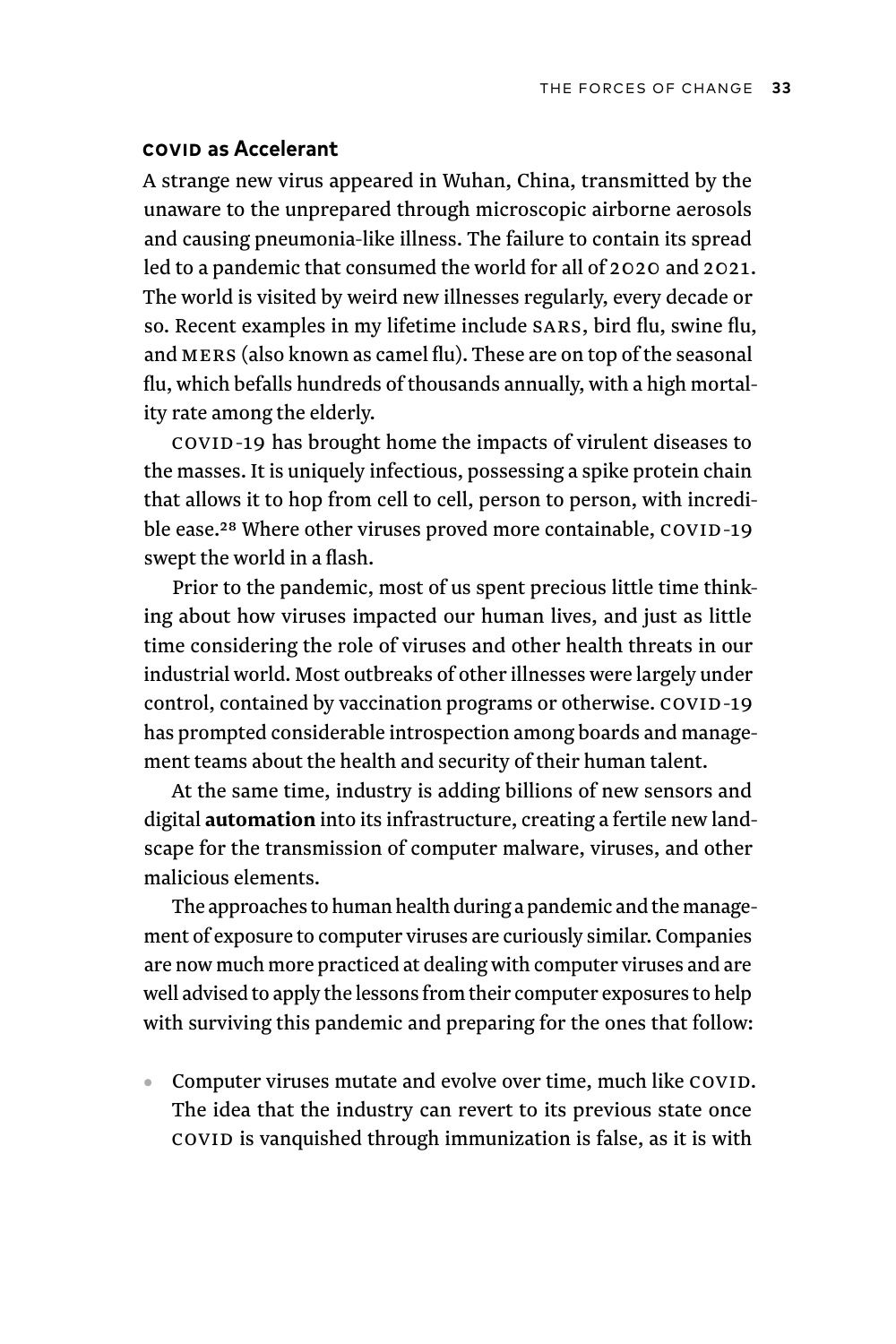### **COVID as Accelerant**

A strange new virus appeared in Wuhan, China, transmitted by the unaware to the unprepared through microscopic airborne aerosols and causing pneumonia-like illness. The failure to contain its spread led to a pandemic that consumed the world for all of 2020 and 2021. The world is visited by weird new illnesses regularly, every decade or so. Recent examples in my lifetime include SARS, bird flu, swine flu, and MERS (also known as camel flu). These are on top of the seasonal flu, which befalls hundreds of thousands annually, with a high mortality rate among the elderly.

COVID-19 has brought home the impacts of virulent diseases to the masses. It is uniquely infectious, possessing a spike protein chain that allows it to hop from cell to cell, person to person, with incredible ease.[28] Where other viruses proved more containable, COVID-19 swept the world in a flash.

Prior to the pandemic, most of us spent precious little time thinking about how viruses impacted our human lives, and just as little time considering the role of viruses and other health threats in our industrial world. Most outbreaks of other illnesses were largely under control, contained by vaccination programs or otherwise. COVID-19 has prompted considerable introspection among boards and management teams about the health and security of their human talent.

At the same time, industry is adding billions of new sensors and digital **automation** into its infrastructure, creating a fertile new landscape for the transmission of computer malware, viruses, and other malicious elements.

The approaches to human health during a pandemic and the management of exposure to computer viruses are curiously similar. Companies are now much more practiced at dealing with computer viruses and are well advised to apply the lessons from their computer exposures to help with surviving this pandemic and preparing for the ones that follow:

- Computer viruses mutate and evolve over time, much like COVID. The idea that the industry can revert to its previous state once COVID is vanquished through immunization is false, as it is with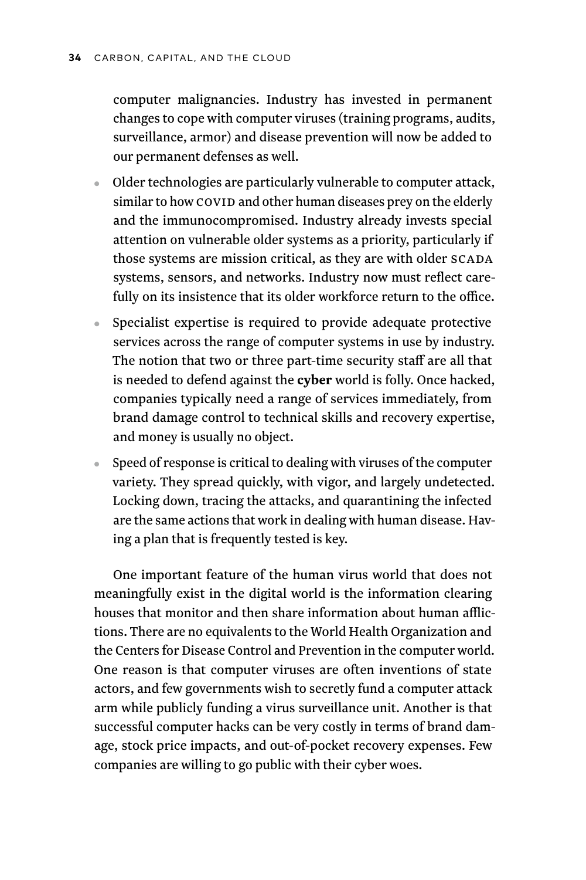computer malignancies. Industry has invested in permanent changes to cope with computer viruses (training programs, audits, surveillance, armor) and disease prevention will now be added to our permanent defenses as well.

- Older technologies are particularly vulnerable to computer attack, similar to how COVID and other human diseases prey on the elderly and the immunocompromised. Industry already invests special attention on vulnerable older systems as a priority, particularly if those systems are mission critical, as they are with older SCADA systems, sensors, and networks. Industry now must reflect carefully on its insistence that its older workforce return to the office.
- Specialist expertise is required to provide adequate protective services across the range of computer systems in use by industry. The notion that two or three part-time security staff are all that is needed to defend against the **cyber** world is folly. Once hacked, companies typically need a range of services immediately, from brand damage control to technical skills and recovery expertise, and money is usually no object.
- Speed of response is critical to dealing with viruses of the computer variety. They spread quickly, with vigor, and largely undetected. Locking down, tracing the attacks, and quarantining the infected are the same actions that work in dealing with human disease. Having a plan that is frequently tested is key.

One important feature of the human virus world that does not meaningfully exist in the digital world is the information clearing houses that monitor and then share information about human afflictions. There are no equivalents to the World Health Organization and the Centers for Disease Control and Prevention in the computer world. One reason is that computer viruses are often inventions of state actors, and few governments wish to secretly fund a computer attack arm while publicly funding a virus surveillance unit. Another is that successful computer hacks can be very costly in terms of brand damage, stock price impacts, and out-of-pocket recovery expenses. Few companies are willing to go public with their cyber woes.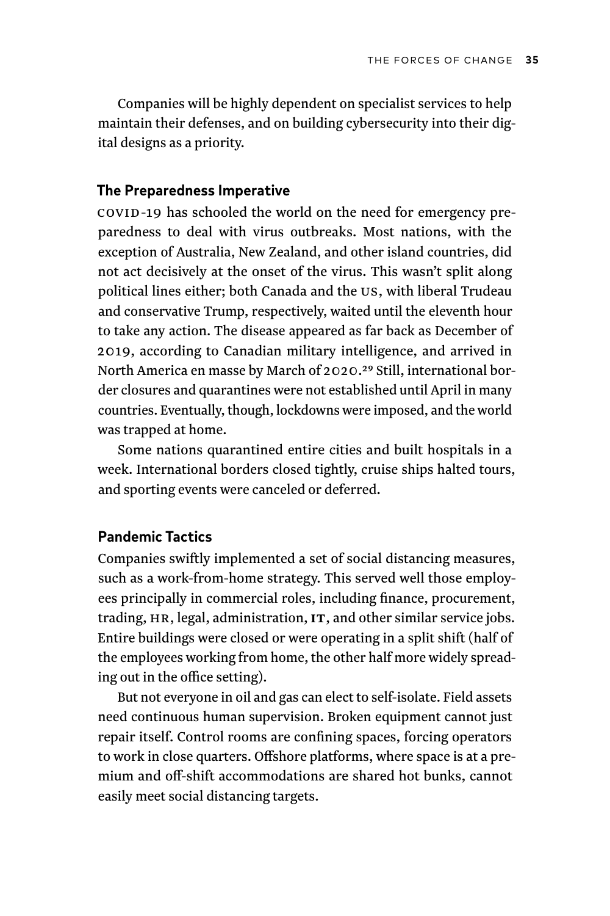Companies will be highly dependent on specialist services to help maintain their defenses, and on building cybersecurity into their digital designs as a priority.

### The Preparedness Imperative

COVID-19 has schooled the world on the need for emergency preparedness to deal with virus outbreaks. Most nations, with the exception of Australia, New Zealand, and other island countries, did not act decisively at the onset of the virus. This wasn't split along political lines either; both Canada and the US, with liberal Trudeau and conservative Trump, respectively, waited until the eleventh hour to take any action. The disease appeared as far back as December of 2019, according to Canadian military intelligence, and arrived in North America en masse by March of 2020.[29] Still, international border closures and quarantines were not established until April in many countries. Eventually, though, lockdowns were imposed, and the world was trapped at home.

Some nations quarantined entire cities and built hospitals in a week. International borders closed tightly, cruise ships halted tours, and sporting events were canceled or deferred.

### Pandemic Tactics

Companies swiftly implemented a set of social distancing measures, such as a work-from-home strategy. This served well those employees principally in commercial roles, including finance, procurement, trading, HR, legal, administration, **IT**, and other similar service jobs. Entire buildings were closed or were operating in a split shift (half of the employees working from home, the other half more widely spreading out in the office setting).

But not everyone in oil and gas can elect to self-isolate. Field assets need continuous human supervision. Broken equipment cannot just repair itself. Control rooms are confining spaces, forcing operators to work in close quarters. Offshore platforms, where space is at a premium and off-shift accommodations are shared hot bunks, cannot easily meet social distancing targets.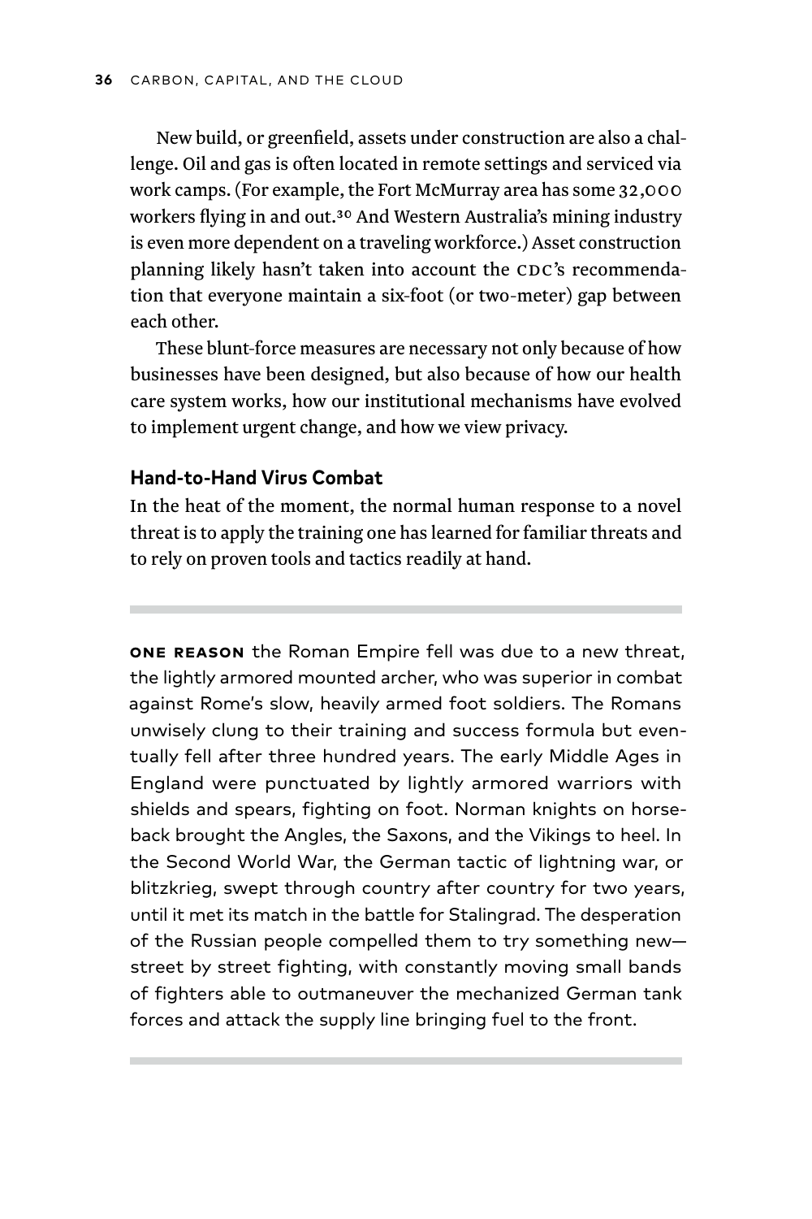New build, or greenfield, assets under construction are also a challenge. Oil and gas is often located in remote settings and serviced via work camps. (For example, the Fort McMurray area has some 32,000 workers flying in and out.[30] And Western Australia's mining industry is even more dependent on a traveling workforce.) Asset construction planning likely hasn't taken into account the CDC's recommendation that everyone maintain a six-foot (or two-meter) gap between each other.

These blunt-force measures are necessary not only because of how businesses have been designed, but also because of how our health care system works, how our institutional mechanisms have evolved to implement urgent change, and how we view privacy.

### Hand-to-Hand Virus Combat

In the heat of the moment, the normal human response to a novel threat is to apply the training one has learned for familiar threats and to rely on proven tools and tactics readily at hand.

---

**ONE REASON** the Roman Empire fell was due to a new threat, the lightly armored mounted archer, who was superior in combat against Rome's slow, heavily armed foot soldiers. The Romans unwisely clung to their training and success formula but eventually fell after three hundred years. The early Middle Ages in England were punctuated by lightly armored warriors with shields and spears, fighting on foot. Norman knights on horseback brought the Angles, the Saxons, and the Vikings to heel. In the Second World War, the German tactic of lightning war, or blitzkrieg, swept through country after country for two years, until it met its match in the battle for Stalingrad. The desperation of the Russian people compelled them to try something new—street by street fighting, with constantly moving small bands of fighters able to outmaneuver the mechanized German tank forces and attack the supply line bringing fuel to the front.

---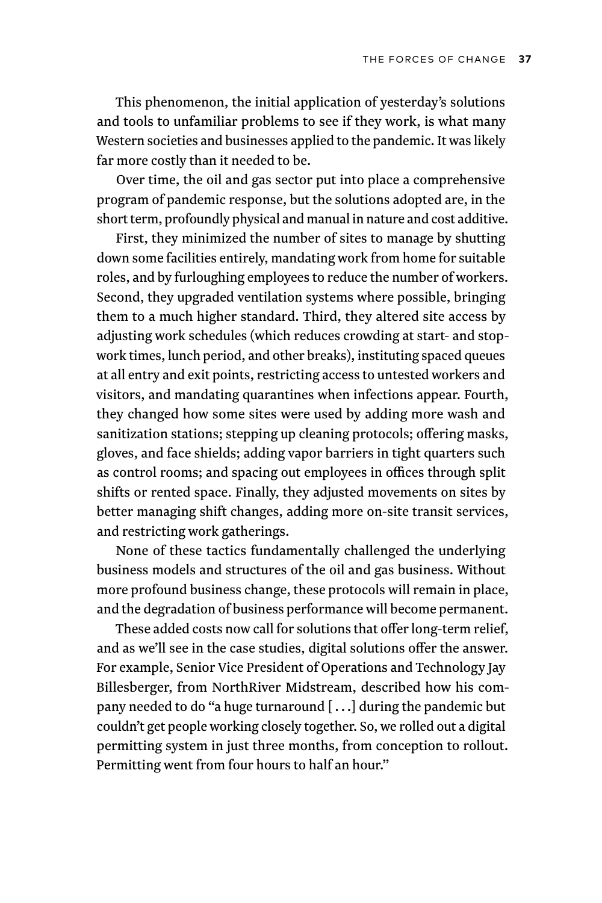This phenomenon, the initial application of yesterday's solutions and tools to unfamiliar problems to see if they work, is what many Western societies and businesses applied to the pandemic. It was likely far more costly than it needed to be.

Over time, the oil and gas sector put into place a comprehensive program of pandemic response, but the solutions adopted are, in the short term, profoundly physical and manual in nature and cost additive.

First, they minimized the number of sites to manage by shutting down some facilities entirely, mandating work from home for suitable roles, and by furloughing employees to reduce the number of workers. Second, they upgraded ventilation systems where possible, bringing them to a much higher standard. Third, they altered site access by adjusting work schedules (which reduces crowding at start- and stop-work times, lunch period, and other breaks), instituting spaced queues at all entry and exit points, restricting access to untested workers and visitors, and mandating quarantines when infections appear. Fourth, they changed how some sites were used by adding more wash and sanitization stations; stepping up cleaning protocols; offering masks, gloves, and face shields; adding vapor barriers in tight quarters such as control rooms; and spacing out employees in offices through split shifts or rented space. Finally, they adjusted movements on sites by better managing shift changes, adding more on-site transit services, and restricting work gatherings.

None of these tactics fundamentally challenged the underlying business models and structures of the oil and gas business. Without more profound business change, these protocols will remain in place, and the degradation of business performance will become permanent.

These added costs now call for solutions that offer long-term relief, and as we'll see in the case studies, digital solutions offer the answer. For example, Senior Vice President of Operations and Technology Jay Billesberger, from NorthRiver Midstream, described how his company needed to do "a huge turnaround [ . . . ] during the pandemic but couldn't get people working closely together. So, we rolled out a digital permitting system in just three months, from conception to rollout. Permitting went from four hours to half an hour."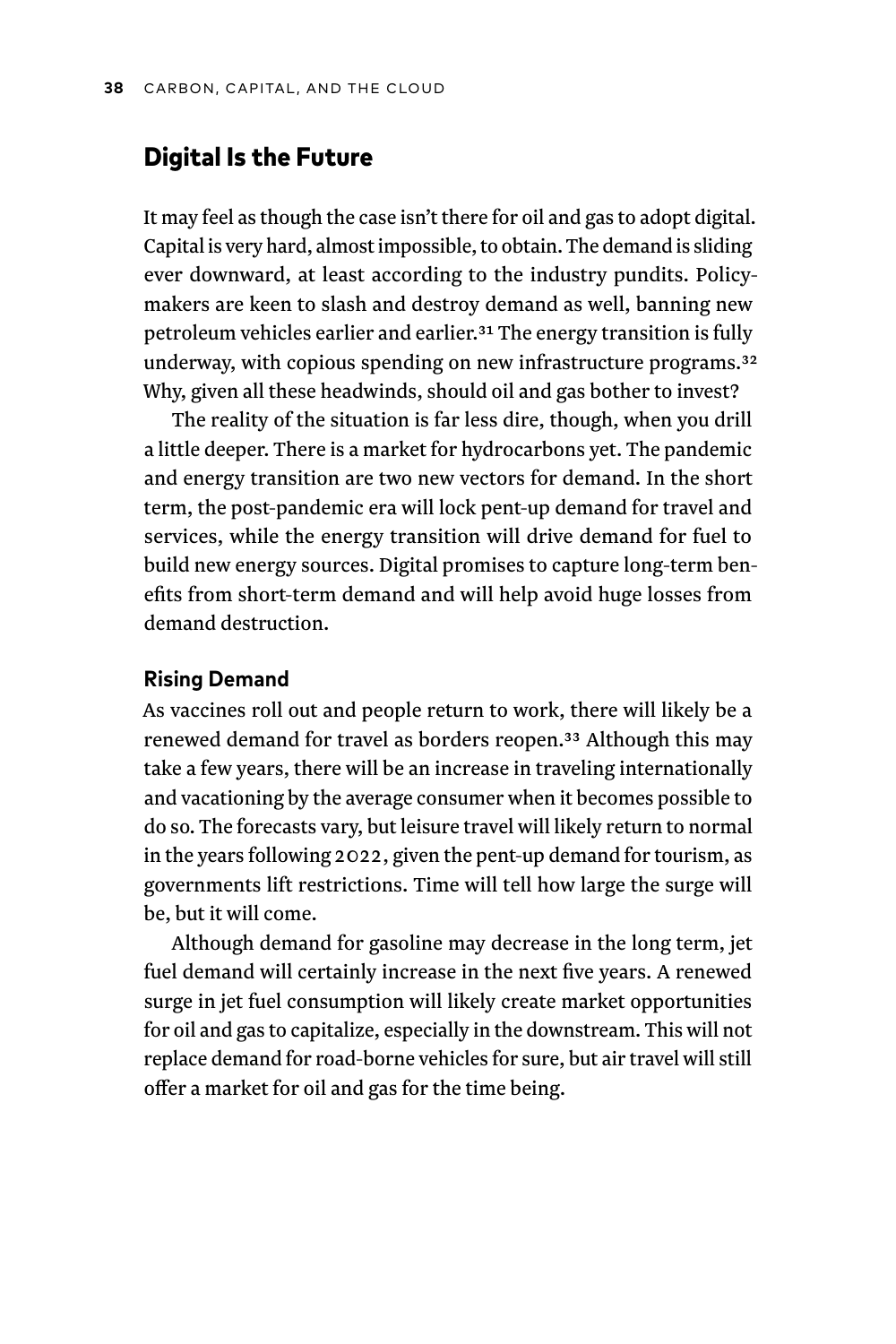## Digital Is the Future

It may feel as though the case isn't there for oil and gas to adopt digital. Capital is very hard, almost impossible, to obtain. The demand is sliding ever downward, at least according to the industry pundits. Policymakers are keen to slash and destroy demand as well, banning new petroleum vehicles earlier and earlier.[31] The energy transition is fully underway, with copious spending on new infrastructure programs.[32] Why, given all these headwinds, should oil and gas bother to invest?

The reality of the situation is far less dire, though, when you drill a little deeper. There is a market for hydrocarbons yet. The pandemic and energy transition are two new vectors for demand. In the short term, the post-pandemic era will lock pent-up demand for travel and services, while the energy transition will drive demand for fuel to build new energy sources. Digital promises to capture long-term benefits from short-term demand and will help avoid huge losses from demand destruction.

### Rising Demand

As vaccines roll out and people return to work, there will likely be a renewed demand for travel as borders reopen.[33] Although this may take a few years, there will be an increase in traveling internationally and vacationing by the average consumer when it becomes possible to do so. The forecasts vary, but leisure travel will likely return to normal in the years following 2022, given the pent-up demand for tourism, as governments lift restrictions. Time will tell how large the surge will be, but it will come.

Although demand for gasoline may decrease in the long term, jet fuel demand will certainly increase in the next five years. A renewed surge in jet fuel consumption will likely create market opportunities for oil and gas to capitalize, especially in the downstream. This will not replace demand for road-borne vehicles for sure, but air travel will still offer a market for oil and gas for the time being.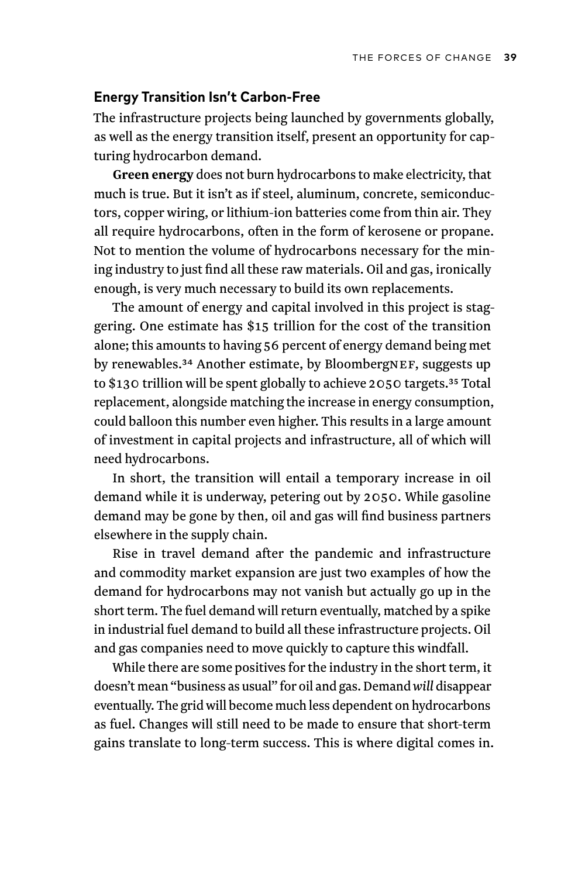### Energy Transition Isn't Carbon-Free

The infrastructure projects being launched by governments globally, as well as the energy transition itself, present an opportunity for capturing hydrocarbon demand.

**Green energy** does not burn hydrocarbons to make electricity, that much is true. But it isn't as if steel, aluminum, concrete, semiconductors, copper wiring, or lithium-ion batteries come from thin air. They all require hydrocarbons, often in the form of kerosene or propane. Not to mention the volume of hydrocarbons necessary for the mining industry to just find all these raw materials. Oil and gas, ironically enough, is very much necessary to build its own replacements.

The amount of energy and capital involved in this project is staggering. One estimate has $15 trillion for the cost of the transition alone; this amounts to having 56 percent of energy demand being met by renewables.[34] Another estimate, by BloombergNEF, suggests up to $130 trillion will be spent globally to achieve 2050 targets.[35] Total replacement, alongside matching the increase in energy consumption, could balloon this number even higher. This results in a large amount of investment in capital projects and infrastructure, all of which will need hydrocarbons.

In short, the transition will entail a temporary increase in oil demand while it is underway, petering out by 2050. While gasoline demand may be gone by then, oil and gas will find business partners elsewhere in the supply chain.

Rise in travel demand after the pandemic and infrastructure and commodity market expansion are just two examples of how the demand for hydrocarbons may not vanish but actually go up in the short term. The fuel demand will return eventually, matched by a spike in industrial fuel demand to build all these infrastructure projects. Oil and gas companies need to move quickly to capture this windfall.

While there are some positives for the industry in the short term, it doesn't mean "business as usual" for oil and gas. Demand *will* disappear eventually. The grid will become much less dependent on hydrocarbons as fuel. Changes will still need to be made to ensure that short-term gains translate to long-term success. This is where digital comes in.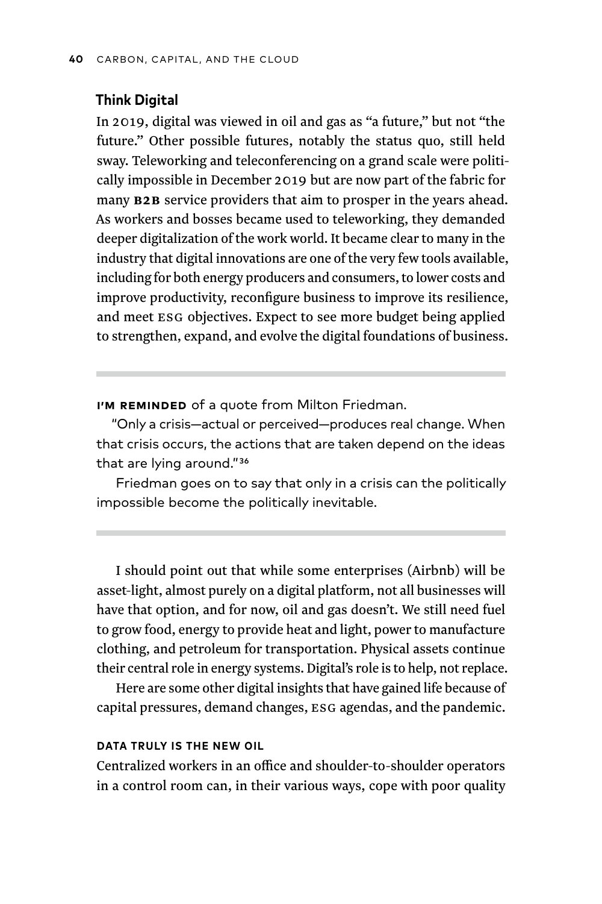### Think Digital

In 2019, digital was viewed in oil and gas as "a future," but not "the future." Other possible futures, notably the status quo, still held sway. Teleworking and teleconferencing on a grand scale were politically impossible in December 2019 but are now part of the fabric for many **B2B** service providers that aim to prosper in the years ahead. As workers and bosses became used to teleworking, they demanded deeper digitalization of the work world. It became clear to many in the industry that digital innovations are one of the very few tools available, including for both energy producers and consumers, to lower costs and improve productivity, reconfigure business to improve its resilience, and meet ESG objectives. Expect to see more budget being applied to strengthen, expand, and evolve the digital foundations of business.

---

**I'M REMINDED** of a quote from Milton Friedman.

"Only a crisis—actual or perceived—produces real change. When that crisis occurs, the actions that are taken depend on the ideas that are lying around."[36]

Friedman goes on to say that only in a crisis can the politically impossible become the politically inevitable.

---

I should point out that while some enterprises (Airbnb) will be asset-light, almost purely on a digital platform, not all businesses will have that option, and for now, oil and gas doesn't. We still need fuel to grow food, energy to provide heat and light, power to manufacture clothing, and petroleum for transportation. Physical assets continue their central role in energy systems. Digital's role is to help, not replace.

Here are some other digital insights that have gained life because of capital pressures, demand changes, ESG agendas, and the pandemic.

#### DATA TRULY IS THE NEW OIL

Centralized workers in an office and shoulder-to-shoulder operators in a control room can, in their various ways, cope with poor quality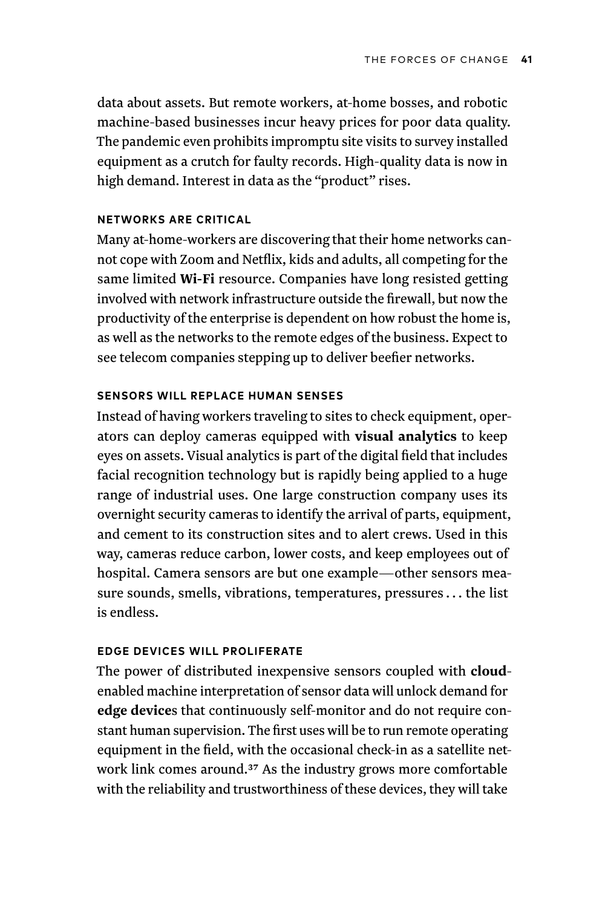data about assets. But remote workers, at-home bosses, and robotic machine-based businesses incur heavy prices for poor data quality. The pandemic even prohibits impromptu site visits to survey installed equipment as a crutch for faulty records. High-quality data is now in high demand. Interest in data as the "product" rises.

#### NETWORKS ARE CRITICAL

Many at-home-workers are discovering that their home networks cannot cope with Zoom and Netflix, kids and adults, all competing for the same limited **Wi-Fi** resource. Companies have long resisted getting involved with network infrastructure outside the firewall, but now the productivity of the enterprise is dependent on how robust the home is, as well as the networks to the remote edges of the business. Expect to see telecom companies stepping up to deliver beefier networks.

#### SENSORS WILL REPLACE HUMAN SENSES

Instead of having workers traveling to sites to check equipment, operators can deploy cameras equipped with **visual analytics** to keep eyes on assets. Visual analytics is part of the digital field that includes facial recognition technology but is rapidly being applied to a huge range of industrial uses. One large construction company uses its overnight security cameras to identify the arrival of parts, equipment, and cement to its construction sites and to alert crews. Used in this way, cameras reduce carbon, lower costs, and keep employees out of hospital. Camera sensors are but one example—other sensors measure sounds, smells, vibrations, temperatures, pressures . . . the list is endless.

#### EDGE DEVICES WILL PROLIFERATE

The power of distributed inexpensive sensors coupled with **cloud**-enabled machine interpretation of sensor data will unlock demand for **edge device**s that continuously self-monitor and do not require constant human supervision. The first uses will be to run remote operating equipment in the field, with the occasional check-in as a satellite network link comes around.[37] As the industry grows more comfortable with the reliability and trustworthiness of these devices, they will take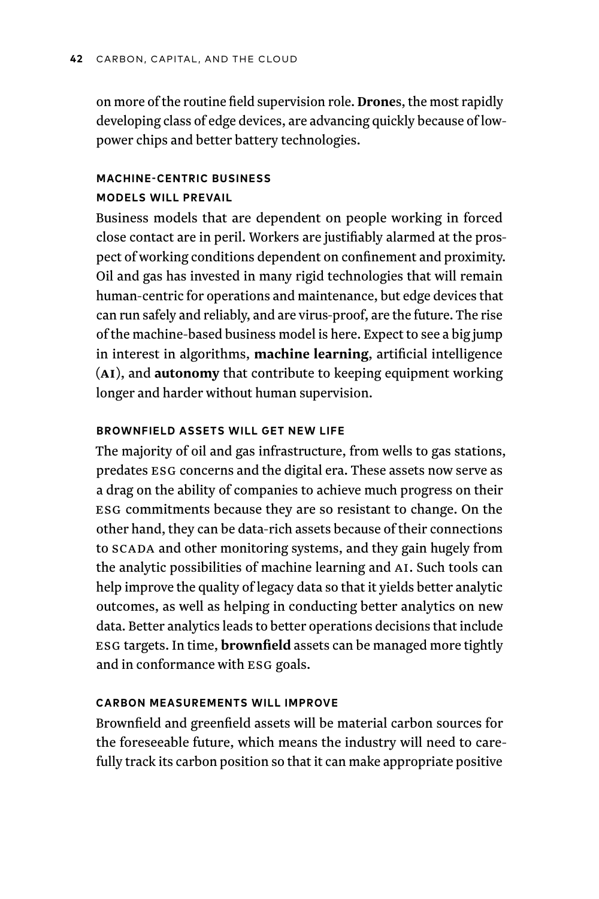on more of the routine field supervision role. **Drone**s, the most rapidly developing class of edge devices, are advancing quickly because of low-power chips and better battery technologies.

### MACHINE-CENTRIC BUSINESS MODELS WILL PREVAIL

Business models that are dependent on people working in forced close contact are in peril. Workers are justifiably alarmed at the prospect of working conditions dependent on confinement and proximity. Oil and gas has invested in many rigid technologies that will remain human-centric for operations and maintenance, but edge devices that can run safely and reliably, and are virus-proof, are the future. The rise of the machine-based business model is here. Expect to see a big jump in interest in algorithms, **machine learning**, artificial intelligence (**AI**), and **autonomy** that contribute to keeping equipment working longer and harder without human supervision.

### BROWNFIELD ASSETS WILL GET NEW LIFE

The majority of oil and gas infrastructure, from wells to gas stations, predates ESG concerns and the digital era. These assets now serve as a drag on the ability of companies to achieve much progress on their ESG commitments because they are so resistant to change. On the other hand, they can be data-rich assets because of their connections to SCADA and other monitoring systems, and they gain hugely from the analytic possibilities of machine learning and AI. Such tools can help improve the quality of legacy data so that it yields better analytic outcomes, as well as helping in conducting better analytics on new data. Better analytics leads to better operations decisions that include ESG targets. In time, **brownfield** assets can be managed more tightly and in conformance with ESG goals.

### CARBON MEASUREMENTS WILL IMPROVE

Brownfield and greenfield assets will be material carbon sources for the foreseeable future, which means the industry will need to carefully track its carbon position so that it can make appropriate positive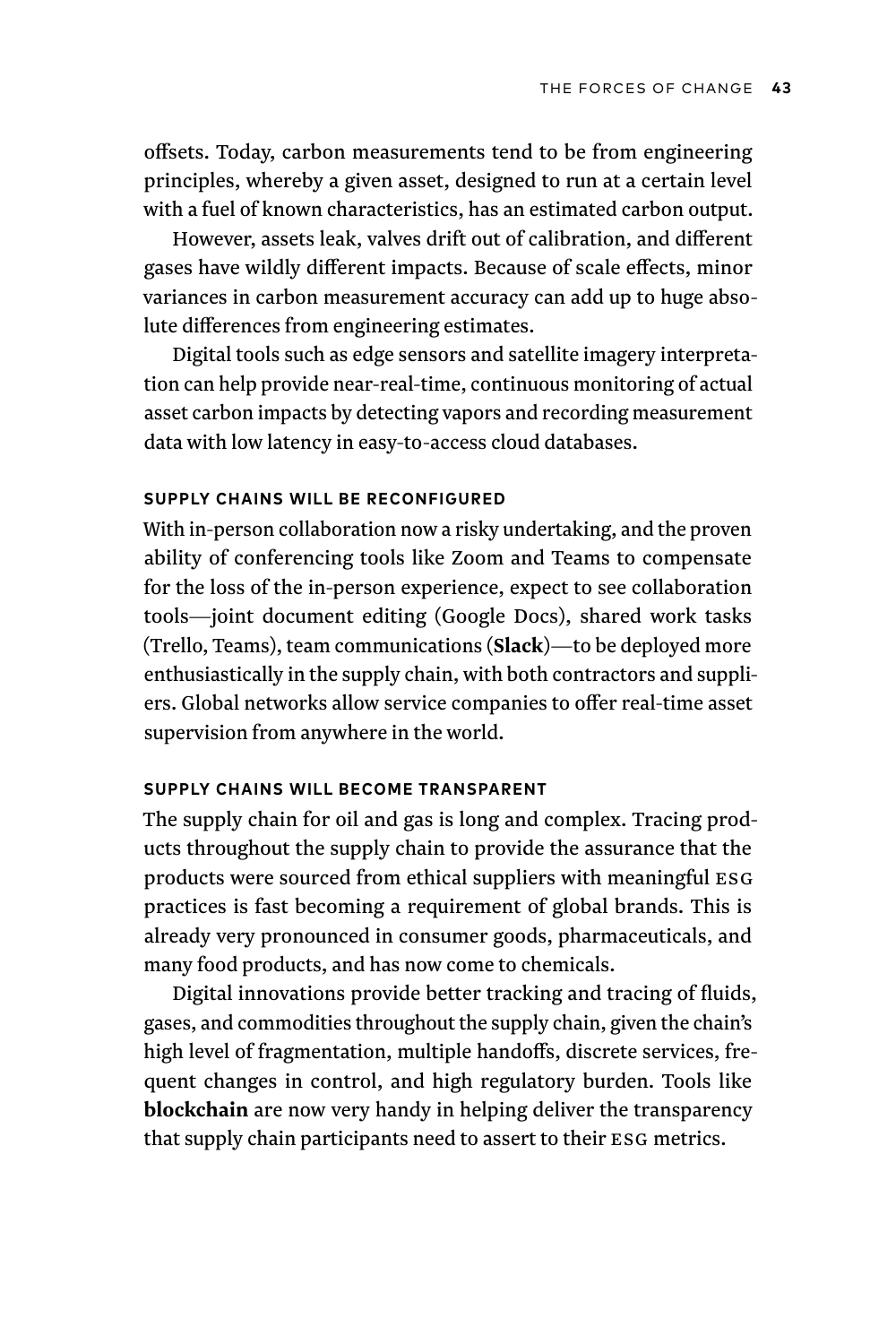offsets. Today, carbon measurements tend to be from engineering principles, whereby a given asset, designed to run at a certain level with a fuel of known characteristics, has an estimated carbon output.

However, assets leak, valves drift out of calibration, and different gases have wildly different impacts. Because of scale effects, minor variances in carbon measurement accuracy can add up to huge absolute differences from engineering estimates.

Digital tools such as edge sensors and satellite imagery interpretation can help provide near-real-time, continuous monitoring of actual asset carbon impacts by detecting vapors and recording measurement data with low latency in easy-to-access cloud databases.

### SUPPLY CHAINS WILL BE RECONFIGURED

With in-person collaboration now a risky undertaking, and the proven ability of conferencing tools like Zoom and Teams to compensate for the loss of the in-person experience, expect to see collaboration tools—joint document editing (Google Docs), shared work tasks (Trello, Teams), team communications (**Slack**)—to be deployed more enthusiastically in the supply chain, with both contractors and suppliers. Global networks allow service companies to offer real-time asset supervision from anywhere in the world.

### SUPPLY CHAINS WILL BECOME TRANSPARENT

The supply chain for oil and gas is long and complex. Tracing products throughout the supply chain to provide the assurance that the products were sourced from ethical suppliers with meaningful ESG practices is fast becoming a requirement of global brands. This is already very pronounced in consumer goods, pharmaceuticals, and many food products, and has now come to chemicals.

Digital innovations provide better tracking and tracing of fluids, gases, and commodities throughout the supply chain, given the chain's high level of fragmentation, multiple handoffs, discrete services, frequent changes in control, and high regulatory burden. Tools like **blockchain** are now very handy in helping deliver the transparency that supply chain participants need to assert to their ESG metrics.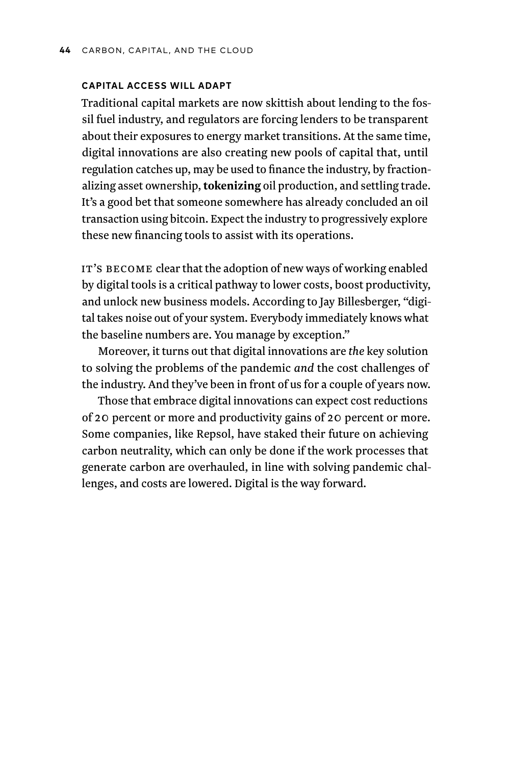### CAPITAL ACCESS WILL ADAPT

Traditional capital markets are now skittish about lending to the fossil fuel industry, and regulators are forcing lenders to be transparent about their exposures to energy market transitions. At the same time, digital innovations are also creating new pools of capital that, until regulation catches up, may be used to finance the industry, by fractionalizing asset ownership, **tokenizing** oil production, and settling trade. It's a good bet that someone somewhere has already concluded an oil transaction using bitcoin. Expect the industry to progressively explore these new financing tools to assist with its operations.

IT'S BECOME clear that the adoption of new ways of working enabled by digital tools is a critical pathway to lower costs, boost productivity, and unlock new business models. According to Jay Billesberger, "digital takes noise out of your system. Everybody immediately knows what the baseline numbers are. You manage by exception."

Moreover, it turns out that digital innovations are *the* key solution to solving the problems of the pandemic *and* the cost challenges of the industry. And they've been in front of us for a couple of years now.

Those that embrace digital innovations can expect cost reductions of 20 percent or more and productivity gains of 20 percent or more. Some companies, like Repsol, have staked their future on achieving carbon neutrality, which can only be done if the work processes that generate carbon are overhauled, in line with solving pandemic challenges, and costs are lowered. Digital is the way forward.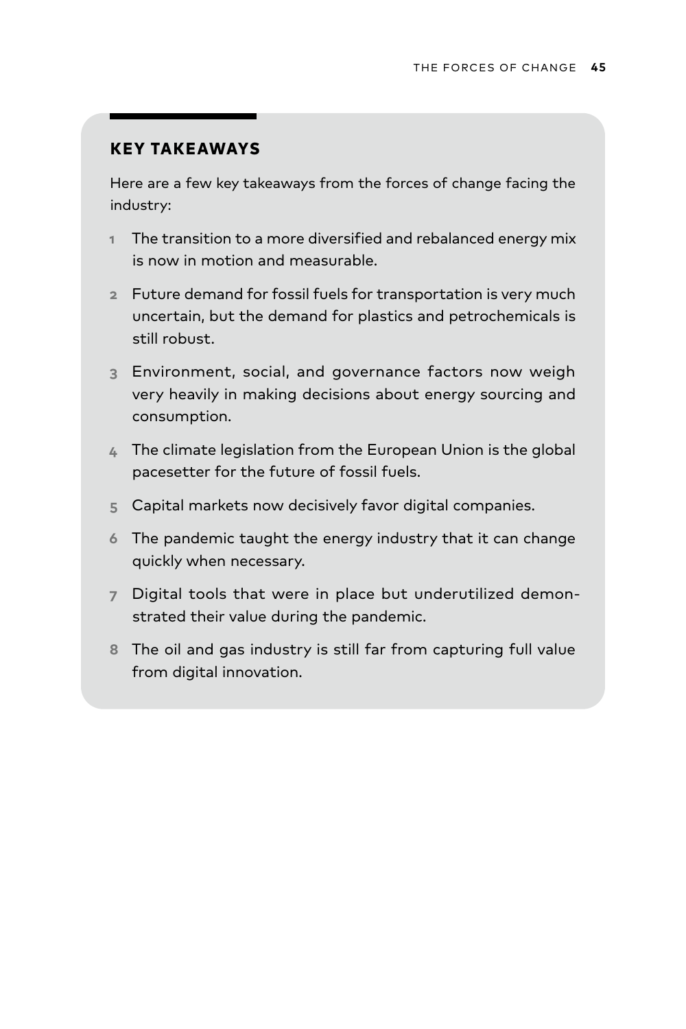## KEY TAKEAWAYS

Here are a few key takeaways from the forces of change facing the industry:

1. The transition to a more diversified and rebalanced energy mix is now in motion and measurable.
2. Future demand for fossil fuels for transportation is very much uncertain, but the demand for plastics and petrochemicals is still robust.
3. Environment, social, and governance factors now weigh very heavily in making decisions about energy sourcing and consumption.
4. The climate legislation from the European Union is the global pacesetter for the future of fossil fuels.
5. Capital markets now decisively favor digital companies.
6. The pandemic taught the energy industry that it can change quickly when necessary.
7. Digital tools that were in place but underutilized demonstrated their value during the pandemic.
8. The oil and gas industry is still far from capturing full value from digital innovation.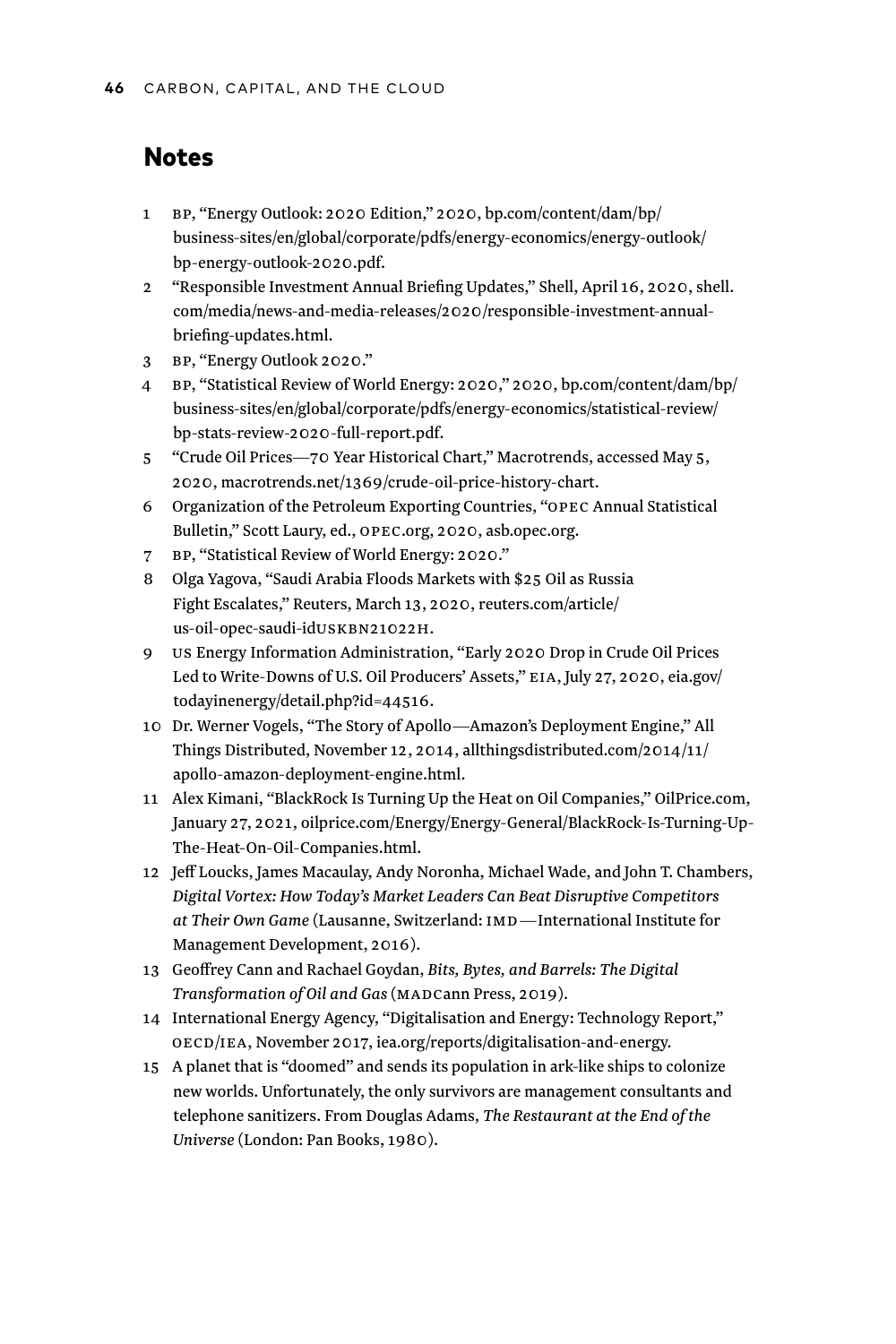## Notes

1. BP, "Energy Outlook: 2020 Edition," 2020, bp.com/content/dam/bp/business-sites/en/global/corporate/pdfs/energy-economics/energy-outlook/bp-energy-outlook-2020.pdf.
2. "Responsible Investment Annual Briefing Updates," Shell, April 16, 2020, shell.com/media/news-and-media-releases/2020/responsible-investment-annual-briefing-updates.html.
3. BP, "Energy Outlook 2020."
4. BP, "Statistical Review of World Energy: 2020," 2020, bp.com/content/dam/bp/business-sites/en/global/corporate/pdfs/energy-economics/statistical-review/bp-stats-review-2020-full-report.pdf.
5. "Crude Oil Prices—70 Year Historical Chart," Macrotrends, accessed May 5, 2020, macrotrends.net/1369/crude-oil-price-history-chart.
6. Organization of the Petroleum Exporting Countries, "OPEC Annual Statistical Bulletin," Scott Laury, ed., OPEC.org, 2020, asb.opec.org.
7. BP, "Statistical Review of World Energy: 2020."
8. Olga Yagova, "Saudi Arabia Floods Markets with $25 Oil as Russia Fight Escalates," Reuters, March 13, 2020, reuters.com/article/us-oil-opec-saudi-idUSKBN21022H.
9. US Energy Information Administration, "Early 2020 Drop in Crude Oil Prices Led to Write-Downs of U.S. Oil Producers' Assets," EIA, July 27, 2020, eia.gov/todayinenergy/detail.php?id=44516.
10. Dr. Werner Vogels, "The Story of Apollo—Amazon's Deployment Engine," All Things Distributed, November 12, 2014, allthingsdistributed.com/2014/11/apollo-amazon-deployment-engine.html.
11. Alex Kimani, "BlackRock Is Turning Up the Heat on Oil Companies," OilPrice.com, January 27, 2021, oilprice.com/Energy/Energy-General/BlackRock-Is-Turning-Up-The-Heat-On-Oil-Companies.html.
12. Jeff Loucks, James Macaulay, Andy Noronha, Michael Wade, and John T. Chambers, *Digital Vortex: How Today's Market Leaders Can Beat Disruptive Competitors at Their Own Game* (Lausanne, Switzerland: IMD—International Institute for Management Development, 2016).
13. Geoffrey Cann and Rachael Goydan, *Bits, Bytes, and Barrels: The Digital Transformation of Oil and Gas* (MADCann Press, 2019).
14. International Energy Agency, "Digitalisation and Energy: Technology Report," OECD/IEA, November 2017, iea.org/reports/digitalisation-and-energy.
15. A planet that is "doomed" and sends its population in ark-like ships to colonize new worlds. Unfortunately, the only survivors are management consultants and telephone sanitizers. From Douglas Adams, *The Restaurant at the End of the Universe* (London: Pan Books, 1980).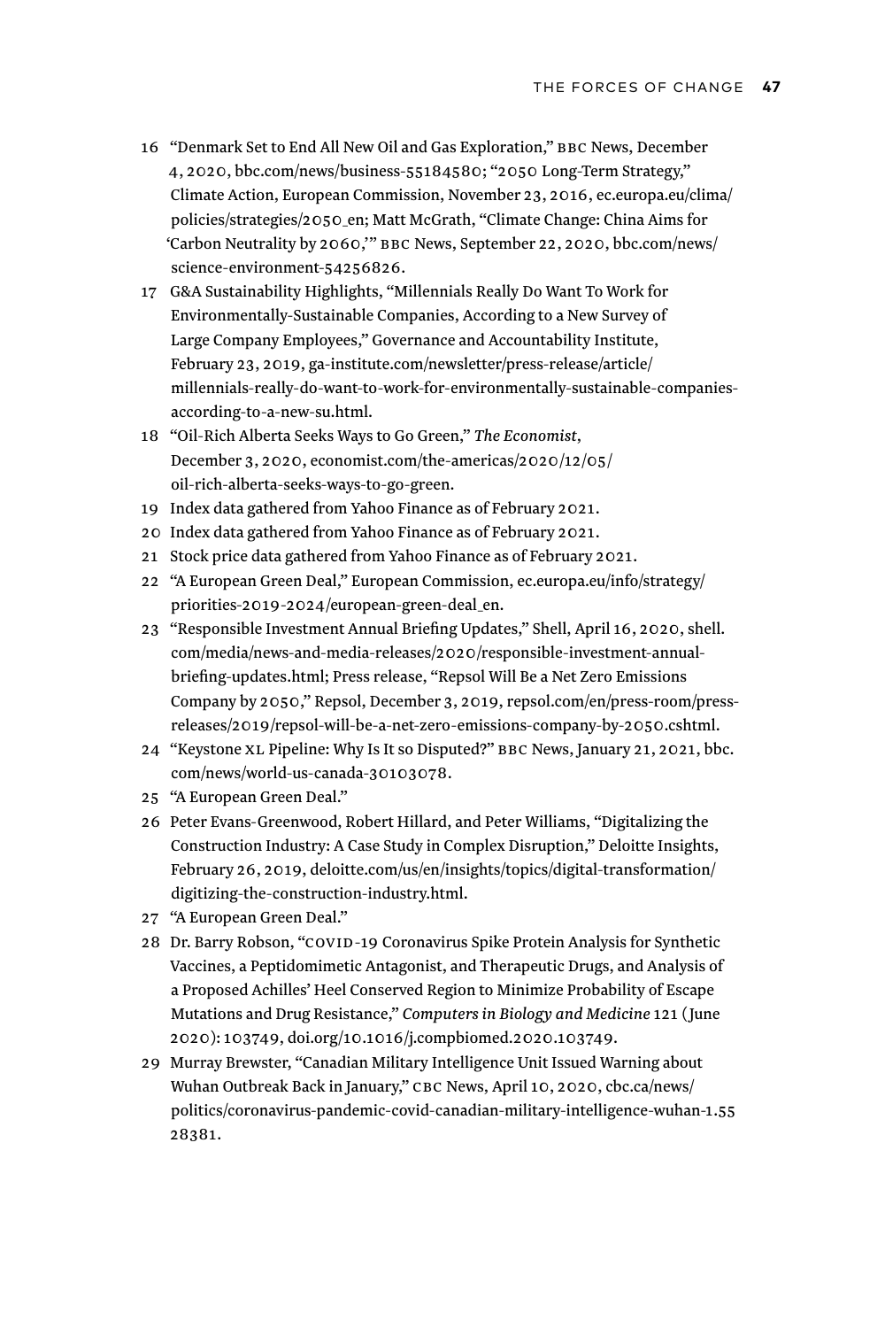16 "Denmark Set to End All New Oil and Gas Exploration," BBC News, December 4, 2020, bbc.com/news/business-55184580; "2050 Long-Term Strategy," Climate Action, European Commission, November 23, 2016, ec.europa.eu/clima/policies/strategies/2050_en; Matt McGrath, "Climate Change: China Aims for 'Carbon Neutrality by 2060,'" BBC News, September 22, 2020, bbc.com/news/science-environment-54256826.
17 G&A Sustainability Highlights, "Millennials Really Do Want To Work for Environmentally-Sustainable Companies, According to a New Survey of Large Company Employees," Governance and Accountability Institute, February 23, 2019, ga-institute.com/newsletter/press-release/article/millennials-really-do-want-to-work-for-environmentally-sustainable-companies-according-to-a-new-su.html.
18 "Oil-Rich Alberta Seeks Ways to Go Green," *The Economist*, December 3, 2020, economist.com/the-americas/2020/12/05/oil-rich-alberta-seeks-ways-to-go-green.
19 Index data gathered from Yahoo Finance as of February 2021.
20 Index data gathered from Yahoo Finance as of February 2021.
21 Stock price data gathered from Yahoo Finance as of February 2021.
22 "A European Green Deal," European Commission, ec.europa.eu/info/strategy/priorities-2019-2024/european-green-deal_en.
23 "Responsible Investment Annual Briefing Updates," Shell, April 16, 2020, shell.com/media/news-and-media-releases/2020/responsible-investment-annual-briefing-updates.html; Press release, "Repsol Will Be a Net Zero Emissions Company by 2050," Repsol, December 3, 2019, repsol.com/en/press-room/press-releases/2019/repsol-will-be-a-net-zero-emissions-company-by-2050.cshtml.
24 "Keystone XL Pipeline: Why Is It so Disputed?" BBC News, January 21, 2021, bbc.com/news/world-us-canada-30103078.
25 "A European Green Deal."
26 Peter Evans-Greenwood, Robert Hillard, and Peter Williams, "Digitalizing the Construction Industry: A Case Study in Complex Disruption," Deloitte Insights, February 26, 2019, deloitte.com/us/en/insights/topics/digital-transformation/digitizing-the-construction-industry.html.
27 "A European Green Deal."
28 Dr. Barry Robson, "COVID-19 Coronavirus Spike Protein Analysis for Synthetic Vaccines, a Peptidomimetic Antagonist, and Therapeutic Drugs, and Analysis of a Proposed Achilles' Heel Conserved Region to Minimize Probability of Escape Mutations and Drug Resistance," *Computers in Biology and Medicine* 121 (June 2020): 103749, doi.org/10.1016/j.compbiomed.2020.103749.
29 Murray Brewster, "Canadian Military Intelligence Unit Issued Warning about Wuhan Outbreak Back in January," CBC News, April 10, 2020, cbc.ca/news/politics/coronavirus-pandemic-covid-canadian-military-intelligence-wuhan-1.5528381.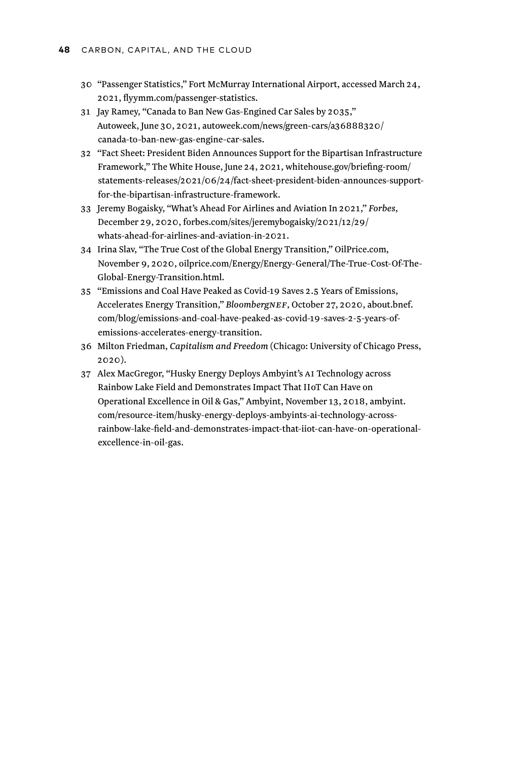30 “Passenger Statistics,” Fort McMurray International Airport, accessed March 24, 2021, flyymm.com/passenger-statistics.

31 Jay Ramey, “Canada to Ban New Gas-Engined Car Sales by 2035,” Autoweek, June 30, 2021, autoweek.com/news/green-cars/a36888320/canada-to-ban-new-gas-engine-car-sales.

32 “Fact Sheet: President Biden Announces Support for the Bipartisan Infrastructure Framework,” The White House, June 24, 2021, whitehouse.gov/briefing-room/statements-releases/2021/06/24/fact-sheet-president-biden-announces-support-for-the-bipartisan-infrastructure-framework.

33 Jeremy Bogaisky, “What’s Ahead For Airlines and Aviation In 2021,” *Forbes*, December 29, 2020, forbes.com/sites/jeremybogaisky/2021/12/29/whats-ahead-for-airlines-and-aviation-in-2021.

34 Irina Slav, “The True Cost of the Global Energy Transition,” OilPrice.com, November 9, 2020, oilprice.com/Energy/Energy-General/The-True-Cost-Of-The-Global-Energy-Transition.html.

35 “Emissions and Coal Have Peaked as Covid-19 Saves 2.5 Years of Emissions, Accelerates Energy Transition,” *BloombergNEF*, October 27, 2020, about.bnef.com/blog/emissions-and-coal-have-peaked-as-covid-19-saves-2-5-years-of-emissions-accelerates-energy-transition.

36 Milton Friedman, *Capitalism and Freedom* (Chicago: University of Chicago Press, 2020).

37 Alex MacGregor, “Husky Energy Deploys Ambyint’s AI Technology across Rainbow Lake Field and Demonstrates Impact That IIoT Can Have on Operational Excellence in Oil & Gas,” Ambyint, November 13, 2018, ambyint.com/resource-item/husky-energy-deploys-ambyints-ai-technology-across-rainbow-lake-field-and-demonstrates-impact-that-iiot-can-have-on-operational-excellence-in-oil-gas.